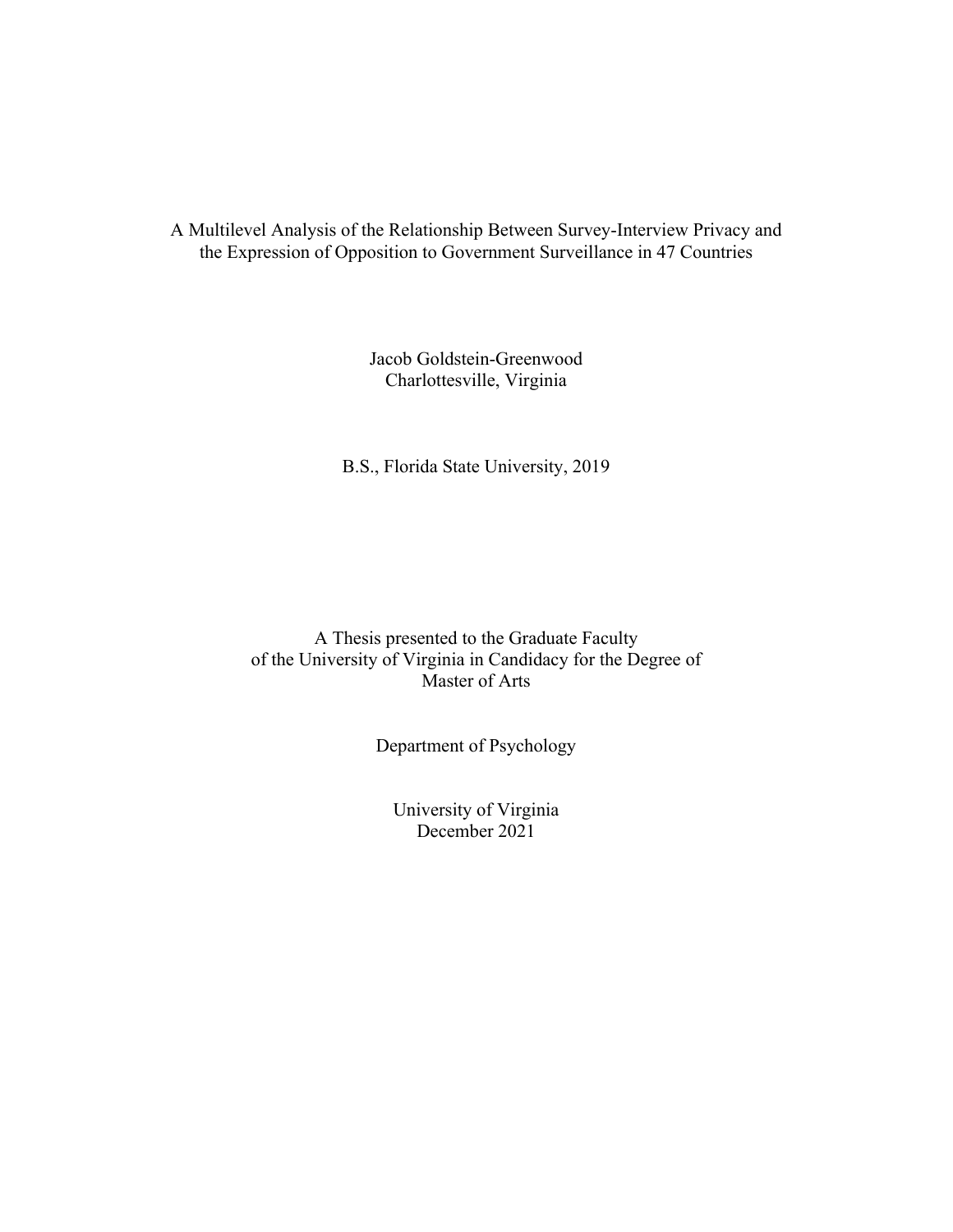# A Multilevel Analysis of the Relationship Between Survey-Interview Privacy and the Expression of Opposition to Government Surveillance in 47 Countries

Jacob Goldstein-Greenwood
Charlottesville, Virginia

B.S., Florida State University, 2019

A Thesis presented to the Graduate Faculty
of the University of Virginia in Candidacy for the Degree of
Master of Arts

Department of Psychology

University of Virginia
December 2021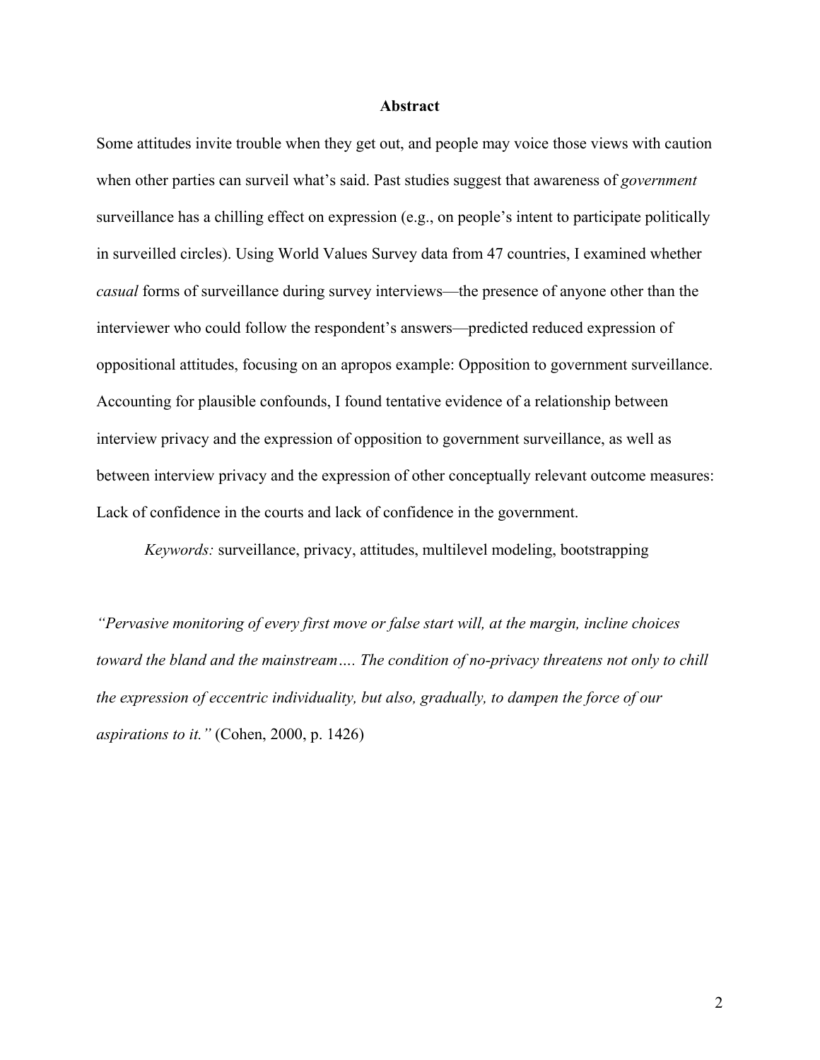## Abstract

Some attitudes invite trouble when they get out, and people may voice those views with caution when other parties can surveil what's said. Past studies suggest that awareness of *government* surveillance has a chilling effect on expression (e.g., on people's intent to participate politically in surveilled circles). Using World Values Survey data from 47 countries, I examined whether *casual* forms of surveillance during survey interviews—the presence of anyone other than the interviewer who could follow the respondent's answers—predicted reduced expression of oppositional attitudes, focusing on an apropos example: Opposition to government surveillance. Accounting for plausible confounds, I found tentative evidence of a relationship between interview privacy and the expression of opposition to government surveillance, as well as between interview privacy and the expression of other conceptually relevant outcome measures: Lack of confidence in the courts and lack of confidence in the government.

*Keywords:* surveillance, privacy, attitudes, multilevel modeling, bootstrapping

*"Pervasive monitoring of every first move or false start will, at the margin, incline choices toward the bland and the mainstream…. The condition of no-privacy threatens not only to chill the expression of eccentric individuality, but also, gradually, to dampen the force of our aspirations to it."* (Cohen, 2000, p. 1426)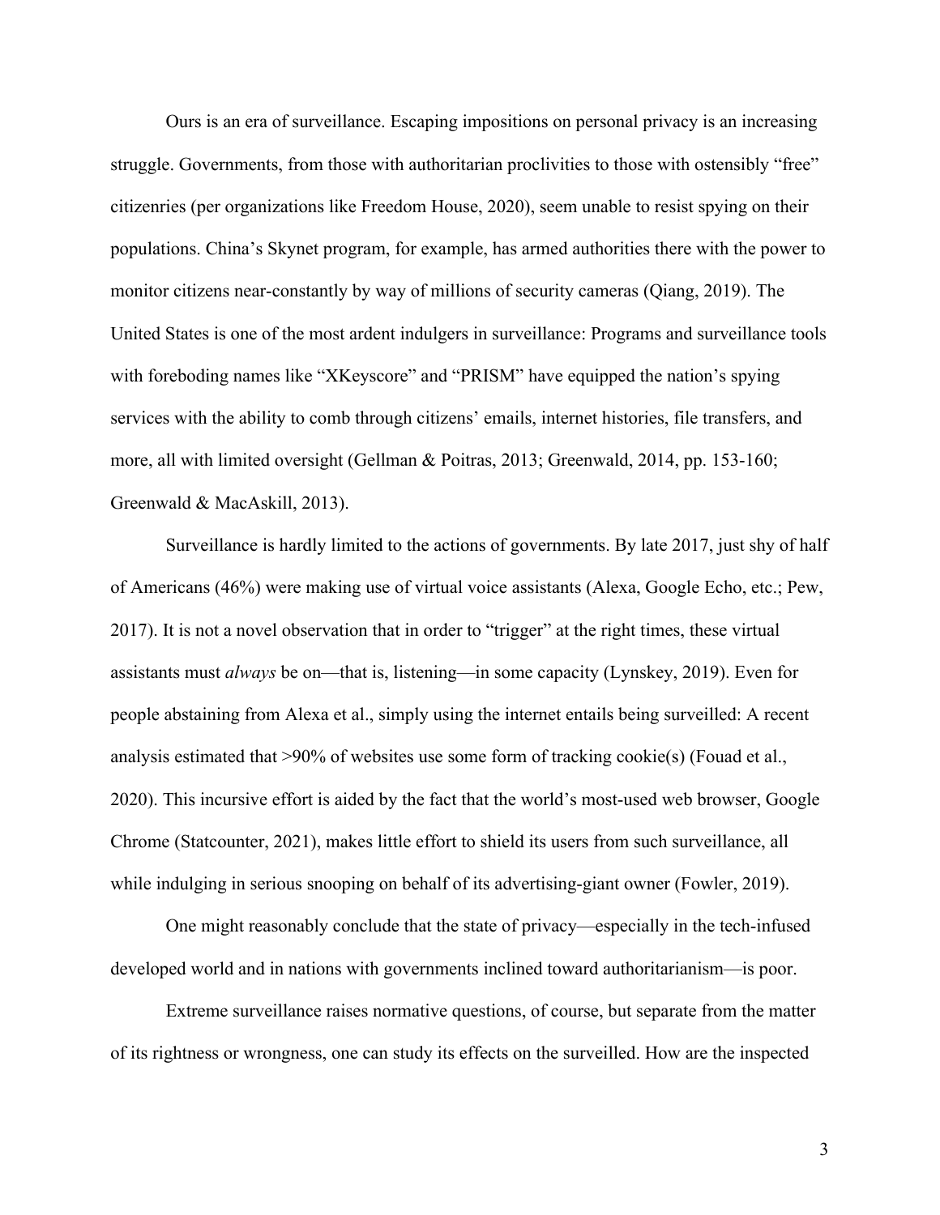Ours is an era of surveillance. Escaping impositions on personal privacy is an increasing struggle. Governments, from those with authoritarian proclivities to those with ostensibly "free" citizenries (per organizations like Freedom House, 2020), seem unable to resist spying on their populations. China's Skynet program, for example, has armed authorities there with the power to monitor citizens near-constantly by way of millions of security cameras (Qiang, 2019). The United States is one of the most ardent indulgers in surveillance: Programs and surveillance tools with foreboding names like "XKeyscore" and "PRISM" have equipped the nation's spying services with the ability to comb through citizens' emails, internet histories, file transfers, and more, all with limited oversight (Gellman & Poitras, 2013; Greenwald, 2014, pp. 153-160; Greenwald & MacAskill, 2013).

Surveillance is hardly limited to the actions of governments. By late 2017, just shy of half of Americans (46%) were making use of virtual voice assistants (Alexa, Google Echo, etc.; Pew, 2017). It is not a novel observation that in order to "trigger" at the right times, these virtual assistants must *always* be on—that is, listening—in some capacity (Lynskey, 2019). Even for people abstaining from Alexa et al., simply using the internet entails being surveilled: A recent analysis estimated that >90% of websites use some form of tracking cookie(s) (Fouad et al., 2020). This incursive effort is aided by the fact that the world's most-used web browser, Google Chrome (Statcounter, 2021), makes little effort to shield its users from such surveillance, all while indulging in serious snooping on behalf of its advertising-giant owner (Fowler, 2019).

One might reasonably conclude that the state of privacy—especially in the tech-infused developed world and in nations with governments inclined toward authoritarianism—is poor.

Extreme surveillance raises normative questions, of course, but separate from the matter of its rightness or wrongness, one can study its effects on the surveilled. How are the inspected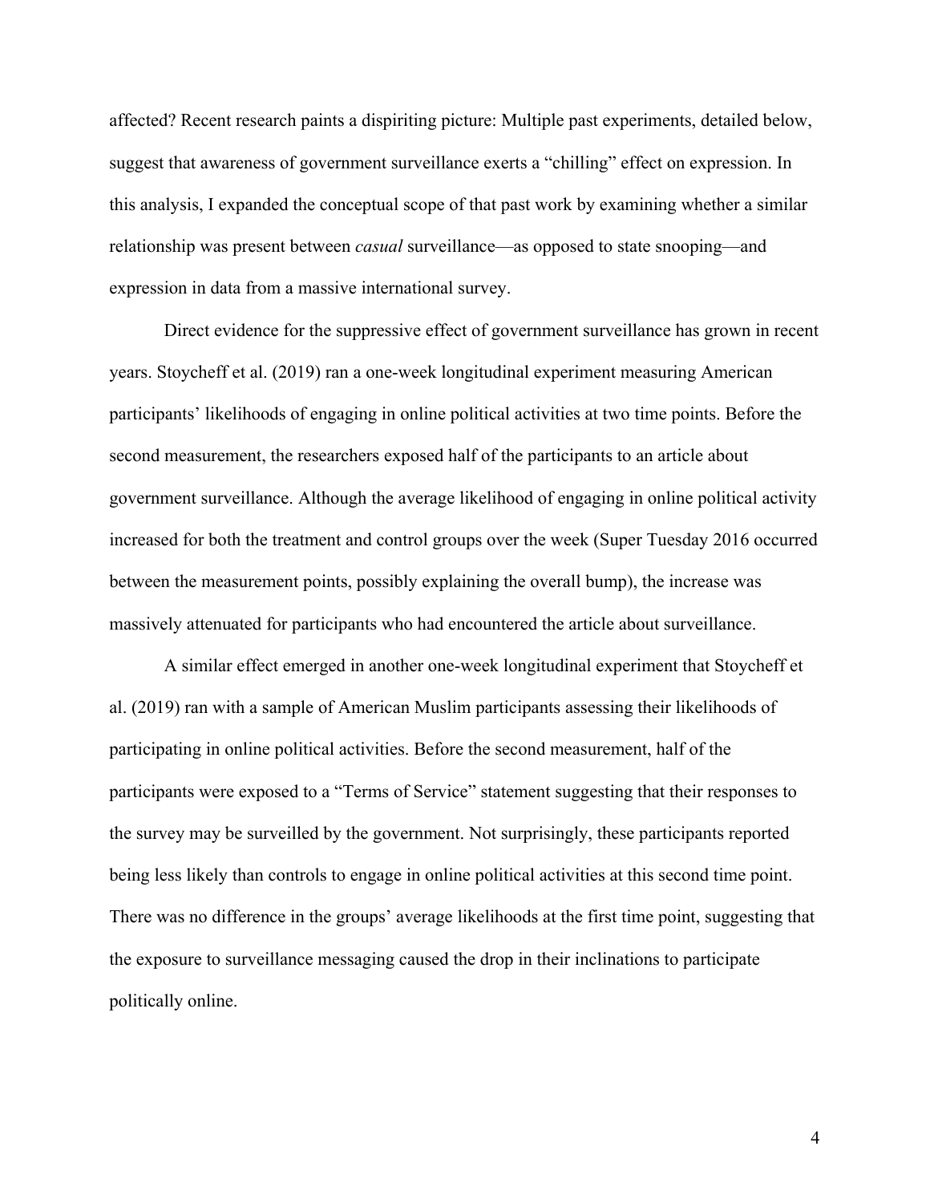affected? Recent research paints a dispiriting picture: Multiple past experiments, detailed below, suggest that awareness of government surveillance exerts a "chilling" effect on expression. In this analysis, I expanded the conceptual scope of that past work by examining whether a similar relationship was present between *casual* surveillance—as opposed to state snooping—and expression in data from a massive international survey.

Direct evidence for the suppressive effect of government surveillance has grown in recent years. Stoycheff et al. (2019) ran a one-week longitudinal experiment measuring American participants' likelihoods of engaging in online political activities at two time points. Before the second measurement, the researchers exposed half of the participants to an article about government surveillance. Although the average likelihood of engaging in online political activity increased for both the treatment and control groups over the week (Super Tuesday 2016 occurred between the measurement points, possibly explaining the overall bump), the increase was massively attenuated for participants who had encountered the article about surveillance.

A similar effect emerged in another one-week longitudinal experiment that Stoycheff et al. (2019) ran with a sample of American Muslim participants assessing their likelihoods of participating in online political activities. Before the second measurement, half of the participants were exposed to a "Terms of Service" statement suggesting that their responses to the survey may be surveilled by the government. Not surprisingly, these participants reported being less likely than controls to engage in online political activities at this second time point. There was no difference in the groups' average likelihoods at the first time point, suggesting that the exposure to surveillance messaging caused the drop in their inclinations to participate politically online.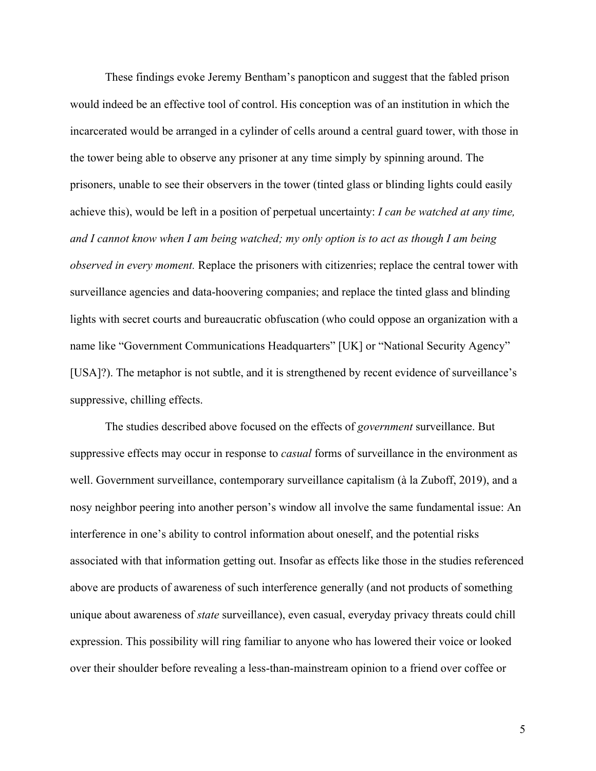These findings evoke Jeremy Bentham's panopticon and suggest that the fabled prison would indeed be an effective tool of control. His conception was of an institution in which the incarcerated would be arranged in a cylinder of cells around a central guard tower, with those in the tower being able to observe any prisoner at any time simply by spinning around. The prisoners, unable to see their observers in the tower (tinted glass or blinding lights could easily achieve this), would be left in a position of perpetual uncertainty: *I can be watched at any time, and I cannot know when I am being watched; my only option is to act as though I am being observed in every moment.* Replace the prisoners with citizenries; replace the central tower with surveillance agencies and data-hoovering companies; and replace the tinted glass and blinding lights with secret courts and bureaucratic obfuscation (who could oppose an organization with a name like "Government Communications Headquarters" [UK] or "National Security Agency" [USA]?). The metaphor is not subtle, and it is strengthened by recent evidence of surveillance's suppressive, chilling effects.

The studies described above focused on the effects of *government* surveillance. But suppressive effects may occur in response to *casual* forms of surveillance in the environment as well. Government surveillance, contemporary surveillance capitalism (à la Zuboff, 2019), and a nosy neighbor peering into another person's window all involve the same fundamental issue: An interference in one's ability to control information about oneself, and the potential risks associated with that information getting out. Insofar as effects like those in the studies referenced above are products of awareness of such interference generally (and not products of something unique about awareness of *state* surveillance), even casual, everyday privacy threats could chill expression. This possibility will ring familiar to anyone who has lowered their voice or looked over their shoulder before revealing a less-than-mainstream opinion to a friend over coffee or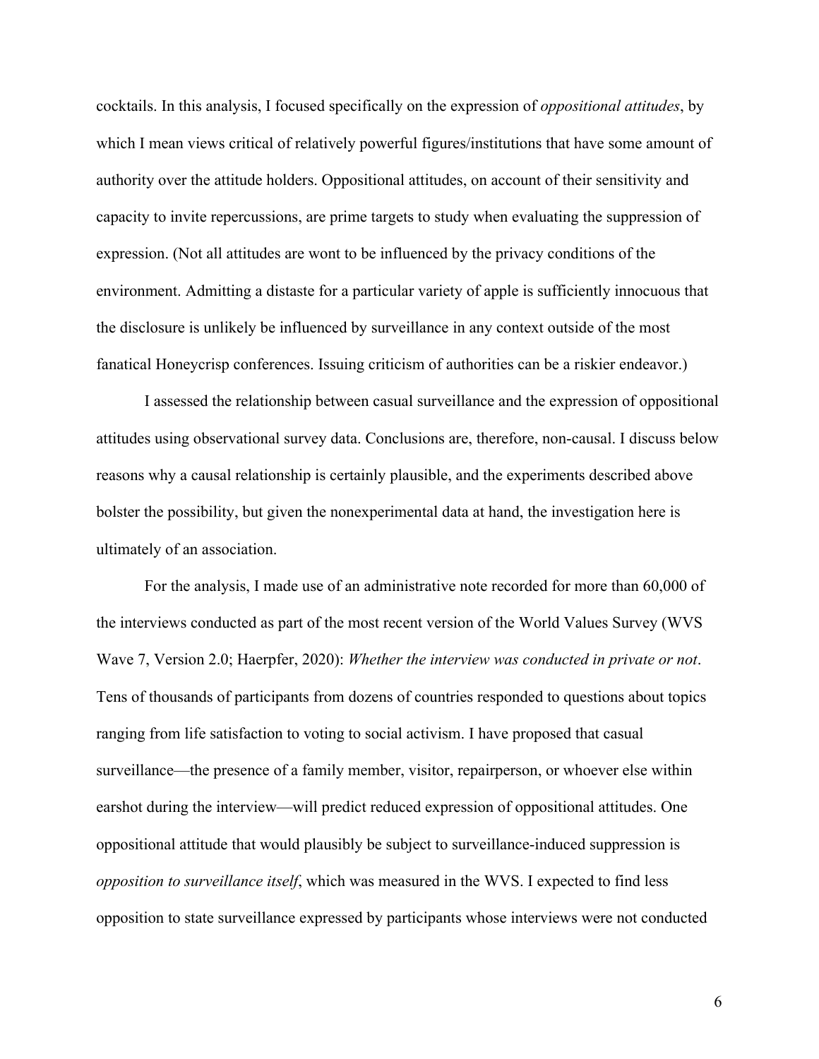cocktails. In this analysis, I focused specifically on the expression of *oppositional attitudes*, by which I mean views critical of relatively powerful figures/institutions that have some amount of authority over the attitude holders. Oppositional attitudes, on account of their sensitivity and capacity to invite repercussions, are prime targets to study when evaluating the suppression of expression. (Not all attitudes are wont to be influenced by the privacy conditions of the environment. Admitting a distaste for a particular variety of apple is sufficiently innocuous that the disclosure is unlikely be influenced by surveillance in any context outside of the most fanatical Honeycrisp conferences. Issuing criticism of authorities can be a riskier endeavor.)

I assessed the relationship between casual surveillance and the expression of oppositional attitudes using observational survey data. Conclusions are, therefore, non-causal. I discuss below reasons why a causal relationship is certainly plausible, and the experiments described above bolster the possibility, but given the nonexperimental data at hand, the investigation here is ultimately of an association.

For the analysis, I made use of an administrative note recorded for more than 60,000 of the interviews conducted as part of the most recent version of the World Values Survey (WVS Wave 7, Version 2.0; Haerpfer, 2020): *Whether the interview was conducted in private or not*. Tens of thousands of participants from dozens of countries responded to questions about topics ranging from life satisfaction to voting to social activism. I have proposed that casual surveillance—the presence of a family member, visitor, repairperson, or whoever else within earshot during the interview—will predict reduced expression of oppositional attitudes. One oppositional attitude that would plausibly be subject to surveillance-induced suppression is *opposition to surveillance itself*, which was measured in the WVS. I expected to find less opposition to state surveillance expressed by participants whose interviews were not conducted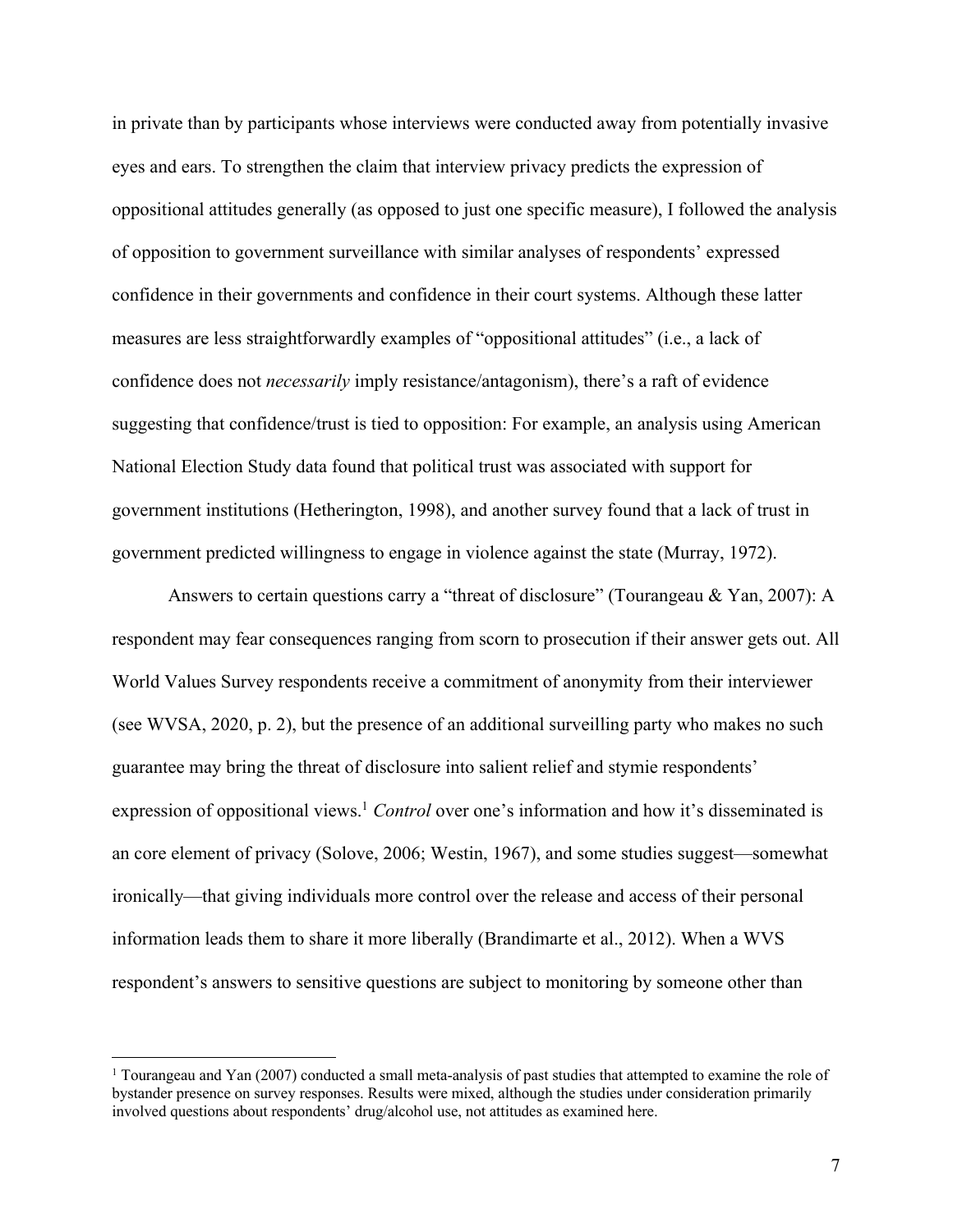in private than by participants whose interviews were conducted away from potentially invasive eyes and ears. To strengthen the claim that interview privacy predicts the expression of oppositional attitudes generally (as opposed to just one specific measure), I followed the analysis of opposition to government surveillance with similar analyses of respondents' expressed confidence in their governments and confidence in their court systems. Although these latter measures are less straightforwardly examples of "oppositional attitudes" (i.e., a lack of confidence does not *necessarily* imply resistance/antagonism), there's a raft of evidence suggesting that confidence/trust is tied to opposition: For example, an analysis using American National Election Study data found that political trust was associated with support for government institutions (Hetherington, 1998), and another survey found that a lack of trust in government predicted willingness to engage in violence against the state (Murray, 1972).

Answers to certain questions carry a "threat of disclosure" (Tourangeau & Yan, 2007): A respondent may fear consequences ranging from scorn to prosecution if their answer gets out. All World Values Survey respondents receive a commitment of anonymity from their interviewer (see WVSA, 2020, p. 2), but the presence of an additional surveilling party who makes no such guarantee may bring the threat of disclosure into salient relief and stymie respondents' expression of oppositional views.[1] *Control* over one's information and how it's disseminated is an core element of privacy (Solove, 2006; Westin, 1967), and some studies suggest—somewhat ironically—that giving individuals more control over the release and access of their personal information leads them to share it more liberally (Brandimarte et al., 2012). When a WVS respondent's answers to sensitive questions are subject to monitoring by someone other than

[1] Tourangeau and Yan (2007) conducted a small meta-analysis of past studies that attempted to examine the role of bystander presence on survey responses. Results were mixed, although the studies under consideration primarily involved questions about respondents' drug/alcohol use, not attitudes as examined here.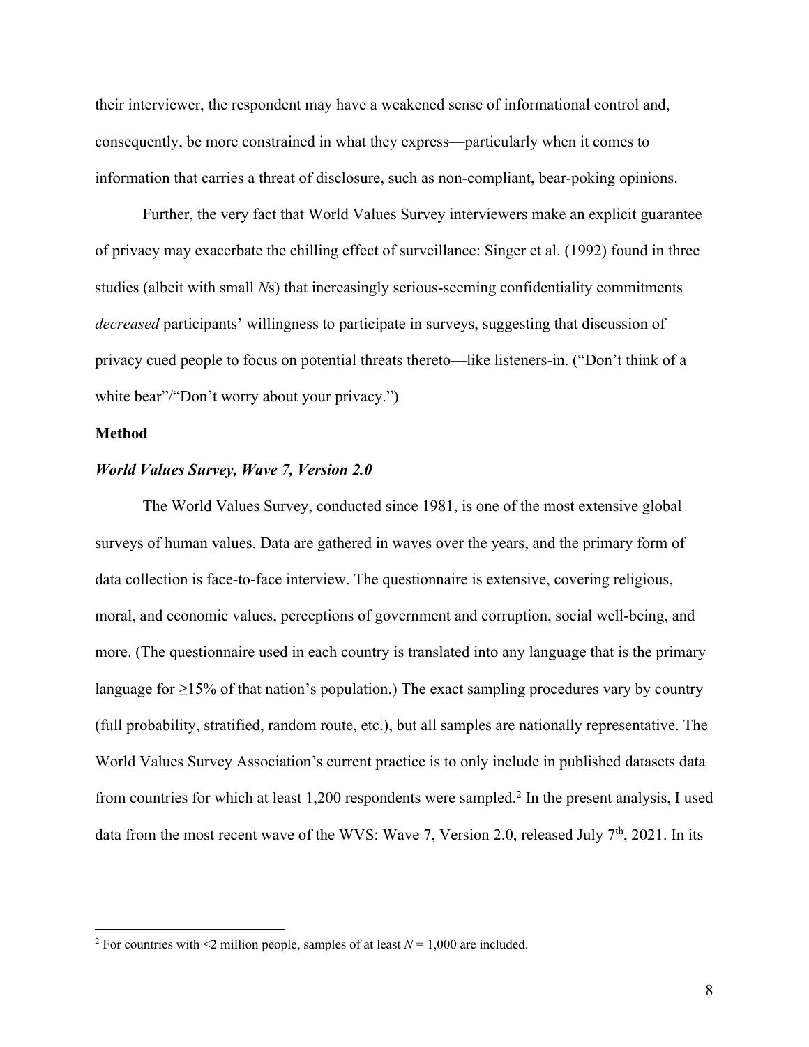their interviewer, the respondent may have a weakened sense of informational control and, consequently, be more constrained in what they express—particularly when it comes to information that carries a threat of disclosure, such as non-compliant, bear-poking opinions.

Further, the very fact that World Values Survey interviewers make an explicit guarantee of privacy may exacerbate the chilling effect of surveillance: Singer et al. (1992) found in three studies (albeit with small *N*s) that increasingly serious-seeming confidentiality commitments *decreased* participants' willingness to participate in surveys, suggesting that discussion of privacy cued people to focus on potential threats thereto—like listeners-in. ("Don't think of a white bear"/"Don't worry about your privacy.")

**Method**

***World Values Survey, Wave 7, Version 2.0***

The World Values Survey, conducted since 1981, is one of the most extensive global surveys of human values. Data are gathered in waves over the years, and the primary form of data collection is face-to-face interview. The questionnaire is extensive, covering religious, moral, and economic values, perceptions of government and corruption, social well-being, and more. (The questionnaire used in each country is translated into any language that is the primary language for ≥15% of that nation's population.) The exact sampling procedures vary by country (full probability, stratified, random route, etc.), but all samples are nationally representative. The World Values Survey Association's current practice is to only include in published datasets data from countries for which at least 1,200 respondents were sampled.[2] In the present analysis, I used data from the most recent wave of the WVS: Wave 7, Version 2.0, released July 7th, 2021. In its

[2] For countries with <2 million people, samples of at least $N = 1{,}000$ are included.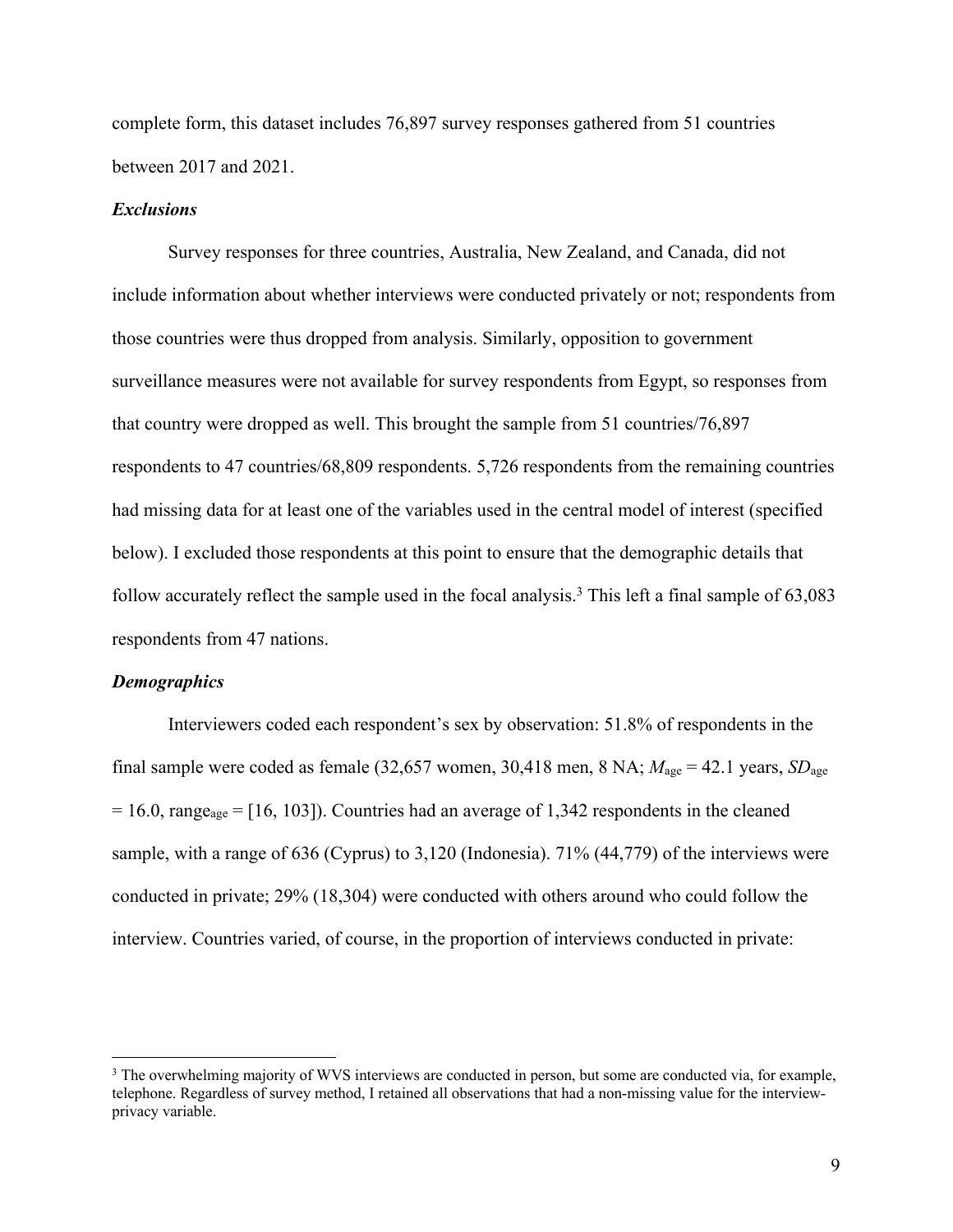complete form, this dataset includes 76,897 survey responses gathered from 51 countries between 2017 and 2021.

### *Exclusions*

Survey responses for three countries, Australia, New Zealand, and Canada, did not include information about whether interviews were conducted privately or not; respondents from those countries were thus dropped from analysis. Similarly, opposition to government surveillance measures were not available for survey respondents from Egypt, so responses from that country were dropped as well. This brought the sample from 51 countries/76,897 respondents to 47 countries/68,809 respondents. 5,726 respondents from the remaining countries had missing data for at least one of the variables used in the central model of interest (specified below). I excluded those respondents at this point to ensure that the demographic details that follow accurately reflect the sample used in the focal analysis.[3] This left a final sample of 63,083 respondents from 47 nations.

### *Demographics*

Interviewers coded each respondent's sex by observation: 51.8% of respondents in the final sample were coded as female (32,657 women, 30,418 men, 8 NA; $M_{age}$ = 42.1 years, $SD_{age}$ = 16.0, $range_{age}$ = [16, 103]). Countries had an average of 1,342 respondents in the cleaned sample, with a range of 636 (Cyprus) to 3,120 (Indonesia). 71% (44,779) of the interviews were conducted in private; 29% (18,304) were conducted with others around who could follow the interview. Countries varied, of course, in the proportion of interviews conducted in private:

---

[3] The overwhelming majority of WVS interviews are conducted in person, but some are conducted via, for example, telephone. Regardless of survey method, I retained all observations that had a non-missing value for the interview-privacy variable.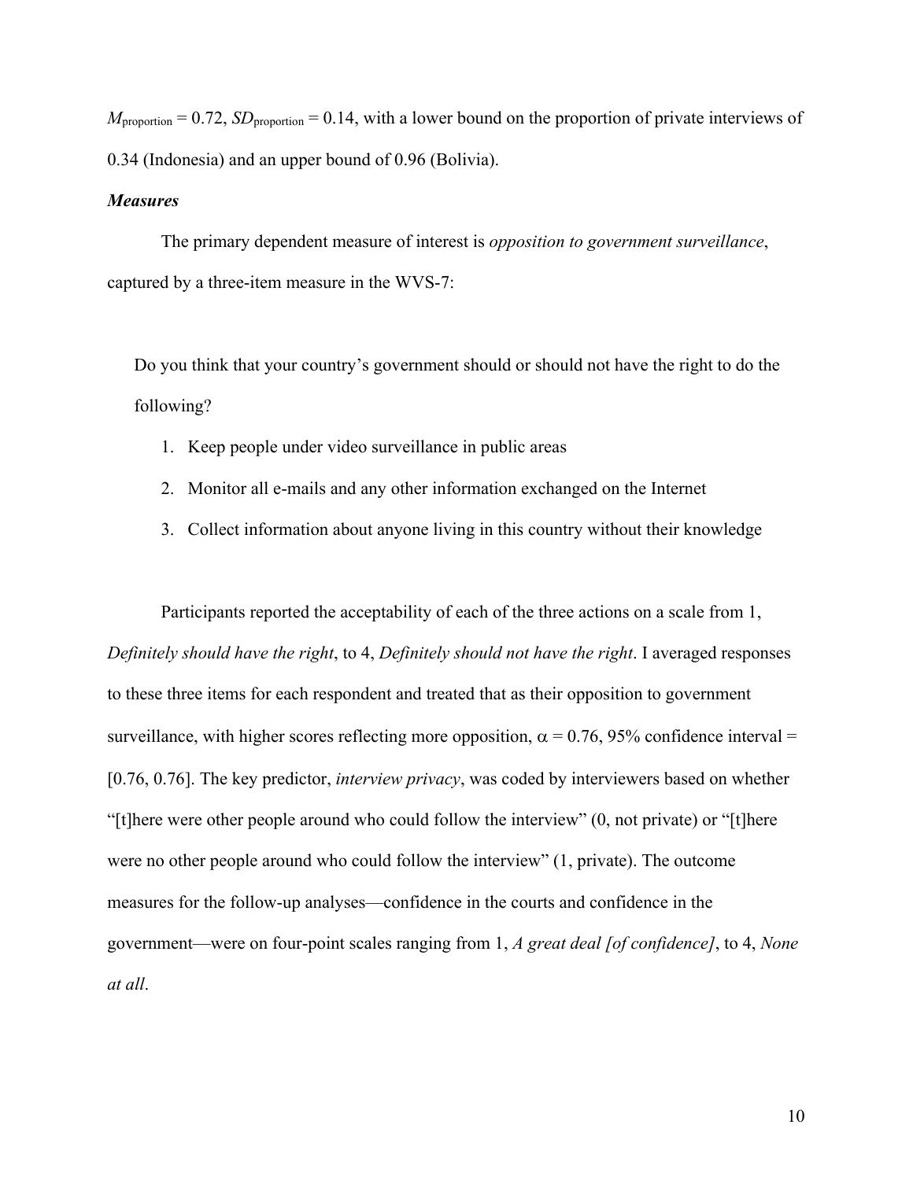$M_{\text{proportion}} = 0.72$, $SD_{\text{proportion}} = 0.14$, with a lower bound on the proportion of private interviews of 0.34 (Indonesia) and an upper bound of 0.96 (Bolivia).

***Measures***

The primary dependent measure of interest is *opposition to government surveillance*, captured by a three-item measure in the WVS-7:

> Do you think that your country's government should or should not have the right to do the following?
>
> 1. Keep people under video surveillance in public areas
> 2. Monitor all e-mails and any other information exchanged on the Internet
> 3. Collect information about anyone living in this country without their knowledge

Participants reported the acceptability of each of the three actions on a scale from 1, *Definitely should have the right*, to 4, *Definitely should not have the right*. I averaged responses to these three items for each respondent and treated that as their opposition to government surveillance, with higher scores reflecting more opposition, $\alpha = 0.76$, 95% confidence interval = [0.76, 0.76]. The key predictor, *interview privacy*, was coded by interviewers based on whether "[t]here were other people around who could follow the interview" (0, not private) or "[t]here were no other people around who could follow the interview" (1, private). The outcome measures for the follow-up analyses—confidence in the courts and confidence in the government—were on four-point scales ranging from 1, *A great deal [of confidence]*, to 4, *None at all*.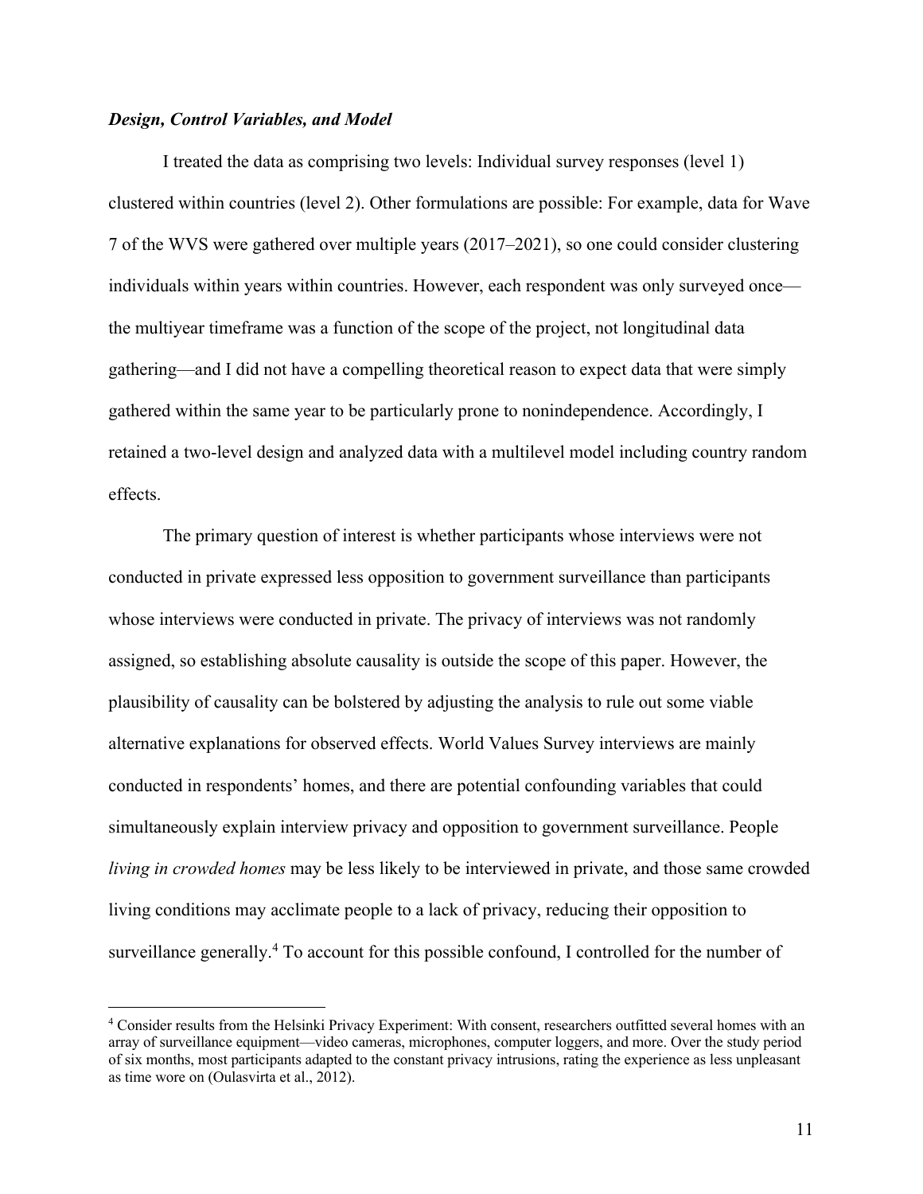### *Design, Control Variables, and Model*

I treated the data as comprising two levels: Individual survey responses (level 1) clustered within countries (level 2). Other formulations are possible: For example, data for Wave 7 of the WVS were gathered over multiple years (2017–2021), so one could consider clustering individuals within years within countries. However, each respondent was only surveyed once—the multiyear timeframe was a function of the scope of the project, not longitudinal data gathering—and I did not have a compelling theoretical reason to expect data that were simply gathered within the same year to be particularly prone to nonindependence. Accordingly, I retained a two-level design and analyzed data with a multilevel model including country random effects.

The primary question of interest is whether participants whose interviews were not conducted in private expressed less opposition to government surveillance than participants whose interviews were conducted in private. The privacy of interviews was not randomly assigned, so establishing absolute causality is outside the scope of this paper. However, the plausibility of causality can be bolstered by adjusting the analysis to rule out some viable alternative explanations for observed effects. World Values Survey interviews are mainly conducted in respondents' homes, and there are potential confounding variables that could simultaneously explain interview privacy and opposition to government surveillance. People *living in crowded homes* may be less likely to be interviewed in private, and those same crowded living conditions may acclimate people to a lack of privacy, reducing their opposition to surveillance generally.[4] To account for this possible confound, I controlled for the number of

[4] Consider results from the Helsinki Privacy Experiment: With consent, researchers outfitted several homes with an array of surveillance equipment—video cameras, microphones, computer loggers, and more. Over the study period of six months, most participants adapted to the constant privacy intrusions, rating the experience as less unpleasant as time wore on (Oulasvirta et al., 2012).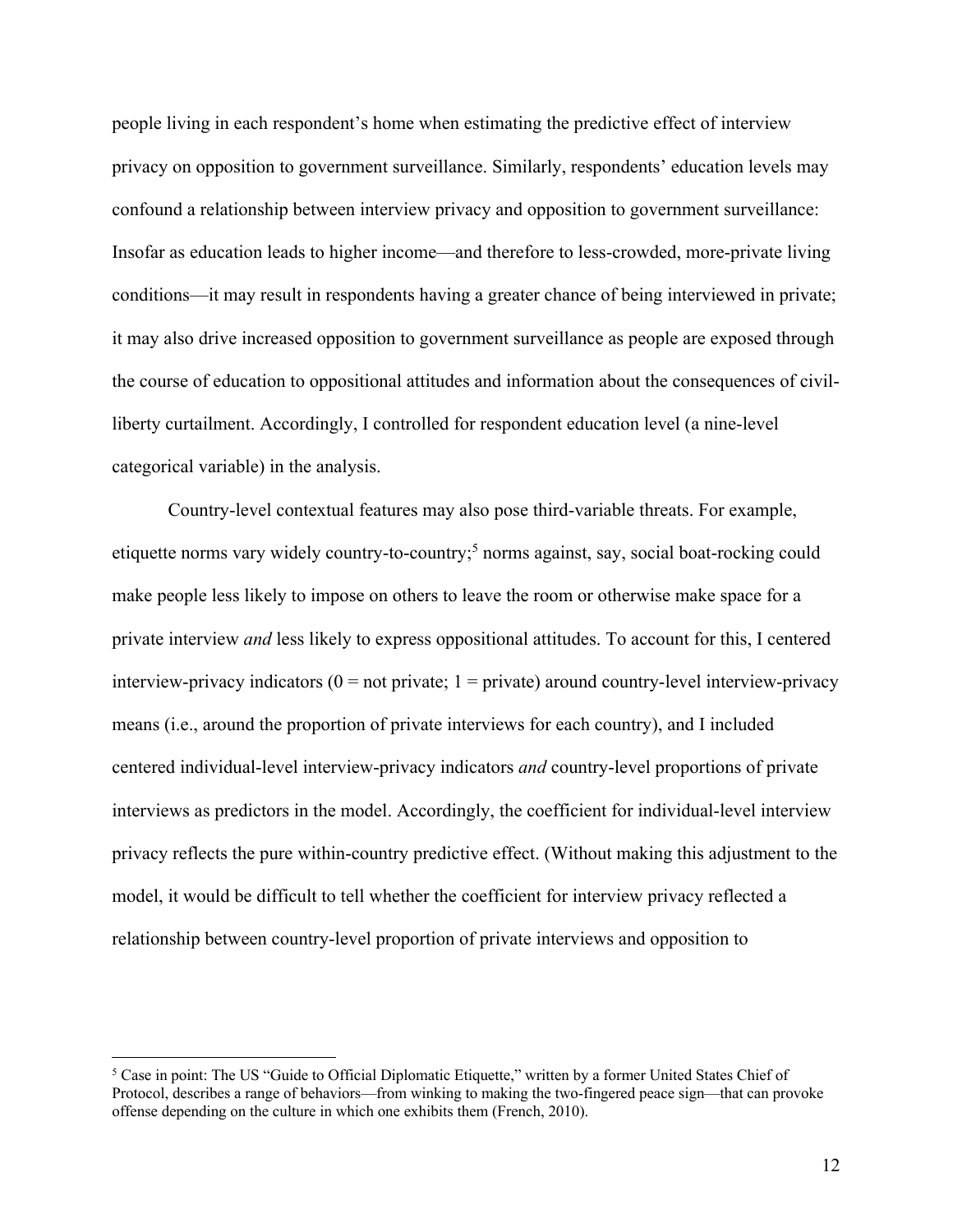people living in each respondent's home when estimating the predictive effect of interview privacy on opposition to government surveillance. Similarly, respondents' education levels may confound a relationship between interview privacy and opposition to government surveillance: Insofar as education leads to higher income—and therefore to less-crowded, more-private living conditions—it may result in respondents having a greater chance of being interviewed in private; it may also drive increased opposition to government surveillance as people are exposed through the course of education to oppositional attitudes and information about the consequences of civil-liberty curtailment. Accordingly, I controlled for respondent education level (a nine-level categorical variable) in the analysis.

Country-level contextual features may also pose third-variable threats. For example, etiquette norms vary widely country-to-country;[5] norms against, say, social boat-rocking could make people less likely to impose on others to leave the room or otherwise make space for a private interview *and* less likely to express oppositional attitudes. To account for this, I centered interview-privacy indicators (0 = not private; 1 = private) around country-level interview-privacy means (i.e., around the proportion of private interviews for each country), and I included centered individual-level interview-privacy indicators *and* country-level proportions of private interviews as predictors in the model. Accordingly, the coefficient for individual-level interview privacy reflects the pure within-country predictive effect. (Without making this adjustment to the model, it would be difficult to tell whether the coefficient for interview privacy reflected a relationship between country-level proportion of private interviews and opposition to

[5] Case in point: The US "Guide to Official Diplomatic Etiquette," written by a former United States Chief of Protocol, describes a range of behaviors—from winking to making the two-fingered peace sign—that can provoke offense depending on the culture in which one exhibits them (French, 2010).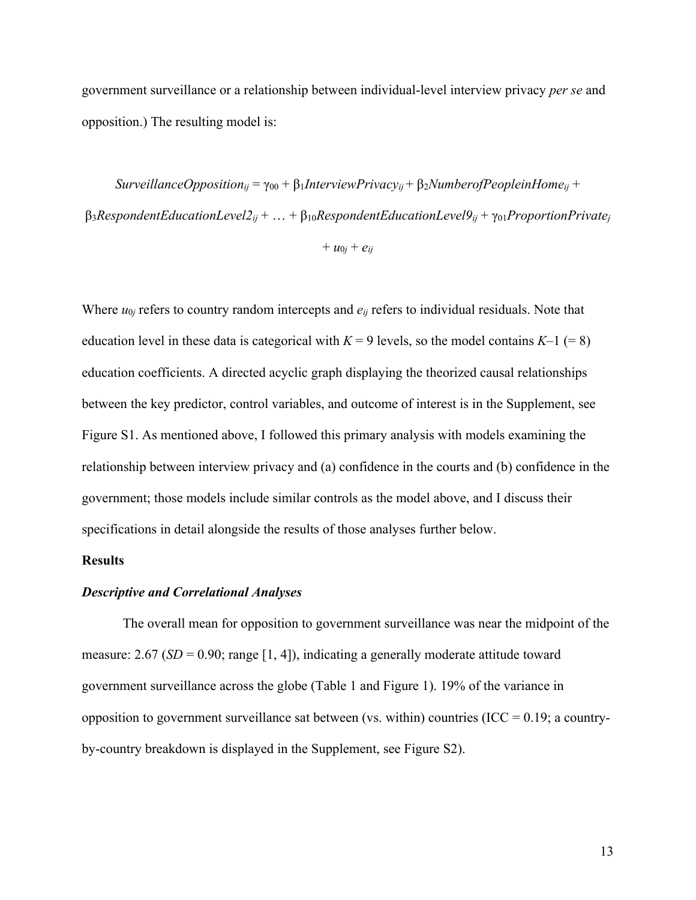government surveillance or a relationship between individual-level interview privacy *per se* and opposition.) The resulting model is:

$$SurveillanceOpposition_{ij} = \gamma_{00} + \beta_1 InterviewPrivacy_{ij} + \beta_2 NumberofPeopleinHome_{ij} + \beta_3 RespondentEducationLevel2_{ij} + \ldots + \beta_{10} RespondentEducationLevel9_{ij} + \gamma_{01} ProportionPrivate_j + u_{0j} + e_{ij}$$

Where $u_{0j}$ refers to country random intercepts and $e_{ij}$ refers to individual residuals. Note that education level in these data is categorical with $K = 9$ levels, so the model contains $K–1$ (= 8) education coefficients. A directed acyclic graph displaying the theorized causal relationships between the key predictor, control variables, and outcome of interest is in the Supplement, see Figure S1. As mentioned above, I followed this primary analysis with models examining the relationship between interview privacy and (a) confidence in the courts and (b) confidence in the government; those models include similar controls as the model above, and I discuss their specifications in detail alongside the results of those analyses further below.

## Results

### *Descriptive and Correlational Analyses*

The overall mean for opposition to government surveillance was near the midpoint of the measure: 2.67 ($SD$ = 0.90; range [1, 4]), indicating a generally moderate attitude toward government surveillance across the globe (Table 1 and Figure 1). 19% of the variance in opposition to government surveillance sat between (vs. within) countries (ICC = 0.19; a country-by-country breakdown is displayed in the Supplement, see Figure S2).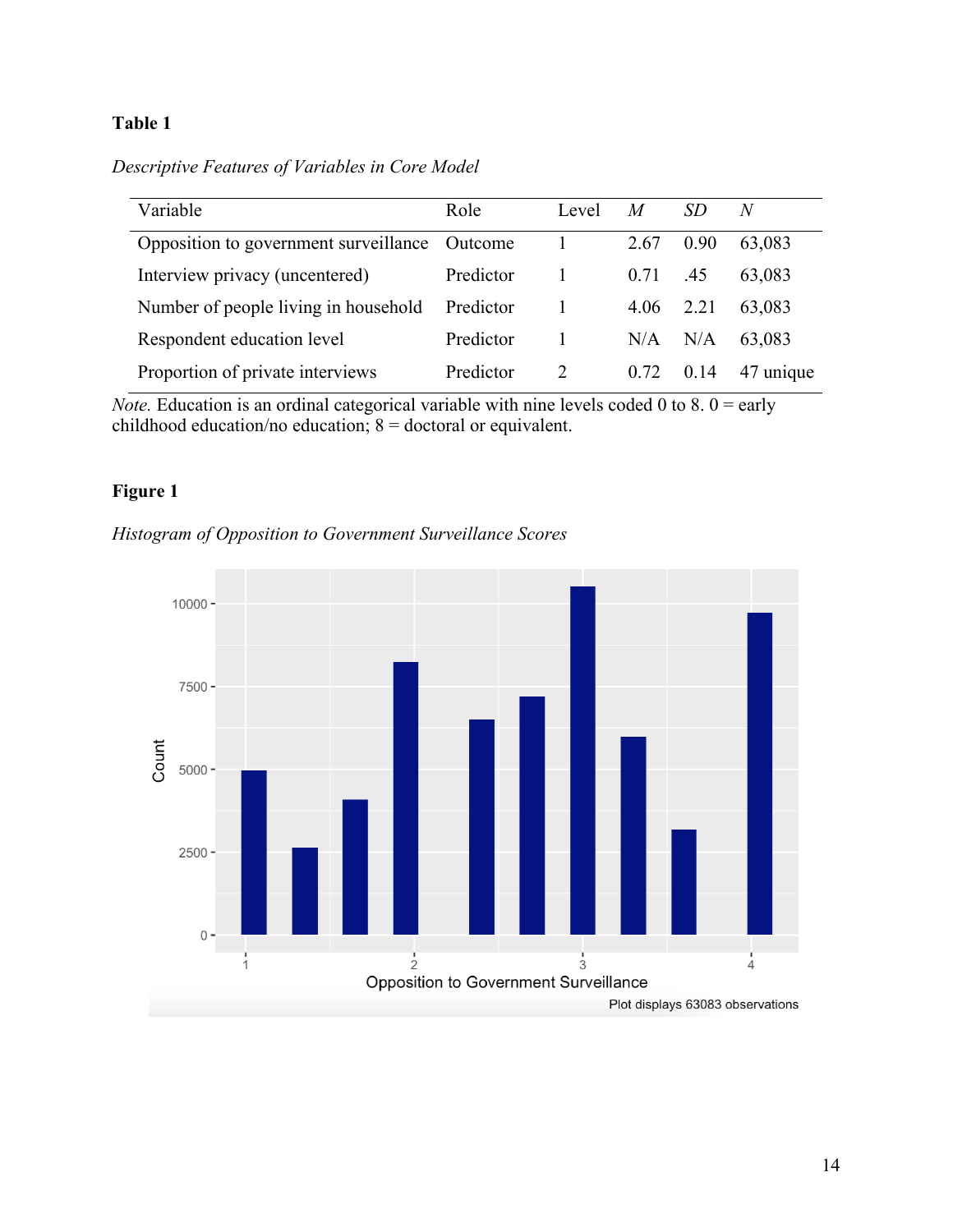**Table 1**

*Descriptive Features of Variables in Core Model*

| Variable | Role | Level | *M* | *SD* | *N* |
|---|---|---|---|---|---|
| Opposition to government surveillance | Outcome | 1 | 2.67 | 0.90 | 63,083 |
| Interview privacy (uncentered) | Predictor | 1 | 0.71 | .45 | 63,083 |
| Number of people living in household | Predictor | 1 | 4.06 | 2.21 | 63,083 |
| Respondent education level | Predictor | 1 | N/A | N/A | 63,083 |
| Proportion of private interviews | Predictor | 2 | 0.72 | 0.14 | 47 unique |

*Note.* Education is an ordinal categorical variable with nine levels coded 0 to 8. 0 = early childhood education/no education; 8 = doctoral or equivalent.

**Figure 1**

*Histogram of Opposition to Government Surveillance Scores*

Plot displays 63083 observations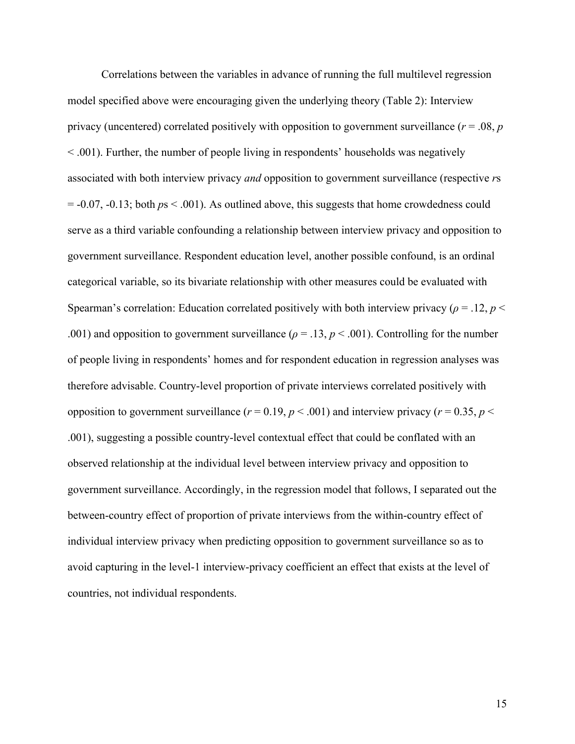Correlations between the variables in advance of running the full multilevel regression model specified above were encouraging given the underlying theory (Table 2): Interview privacy (uncentered) correlated positively with opposition to government surveillance ($r = .08$, $p < .001$). Further, the number of people living in respondents' households was negatively associated with both interview privacy *and* opposition to government surveillance (respective $r$s $= -0.07, -0.13$; both $p$s $< .001$). As outlined above, this suggests that home crowdedness could serve as a third variable confounding a relationship between interview privacy and opposition to government surveillance. Respondent education level, another possible confound, is an ordinal categorical variable, so its bivariate relationship with other measures could be evaluated with Spearman's correlation: Education correlated positively with both interview privacy ($\rho = .12$, $p < .001$) and opposition to government surveillance ($\rho = .13$, $p < .001$). Controlling for the number of people living in respondents' homes and for respondent education in regression analyses was therefore advisable. Country-level proportion of private interviews correlated positively with opposition to government surveillance ($r = 0.19$, $p < .001$) and interview privacy ($r = 0.35$, $p < .001$), suggesting a possible country-level contextual effect that could be conflated with an observed relationship at the individual level between interview privacy and opposition to government surveillance. Accordingly, in the regression model that follows, I separated out the between-country effect of proportion of private interviews from the within-country effect of individual interview privacy when predicting opposition to government surveillance so as to avoid capturing in the level-1 interview-privacy coefficient an effect that exists at the level of countries, not individual respondents.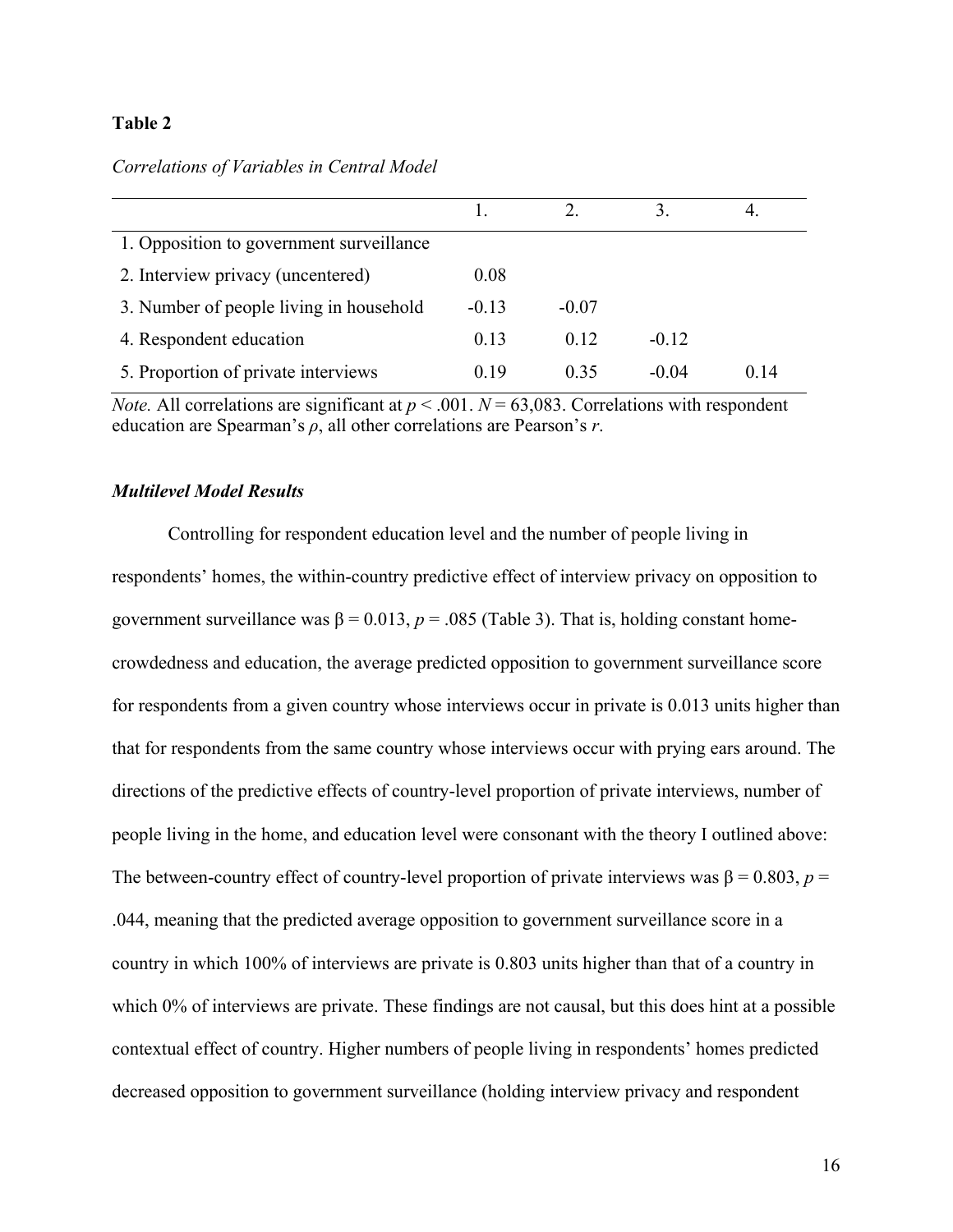**Table 2**

*Correlations of Variables in Central Model*

| | 1. | 2. | 3. | 4. |
|---|---|---|---|---|
| 1. Opposition to government surveillance | | | | |
| 2. Interview privacy (uncentered) | 0.08 | | | |
| 3. Number of people living in household | -0.13 | -0.07 | | |
| 4. Respondent education | 0.13 | 0.12 | -0.12 | |
| 5. Proportion of private interviews | 0.19 | 0.35 | -0.04 | 0.14 |

*Note.* All correlations are significant at $p < .001$. $N = 63{,}083$. Correlations with respondent education are Spearman's $\rho$, all other correlations are Pearson's $r$.

### *Multilevel Model Results*

Controlling for respondent education level and the number of people living in respondents' homes, the within-country predictive effect of interview privacy on opposition to government surveillance was $\beta = 0.013$, $p = .085$ (Table 3). That is, holding constant home-crowdedness and education, the average predicted opposition to government surveillance score for respondents from a given country whose interviews occur in private is 0.013 units higher than that for respondents from the same country whose interviews occur with prying ears around. The directions of the predictive effects of country-level proportion of private interviews, number of people living in the home, and education level were consonant with the theory I outlined above: The between-country effect of country-level proportion of private interviews was $\beta = 0.803$, $p = .044$, meaning that the predicted average opposition to government surveillance score in a country in which 100% of interviews are private is 0.803 units higher than that of a country in which 0% of interviews are private. These findings are not causal, but this does hint at a possible contextual effect of country. Higher numbers of people living in respondents' homes predicted decreased opposition to government surveillance (holding interview privacy and respondent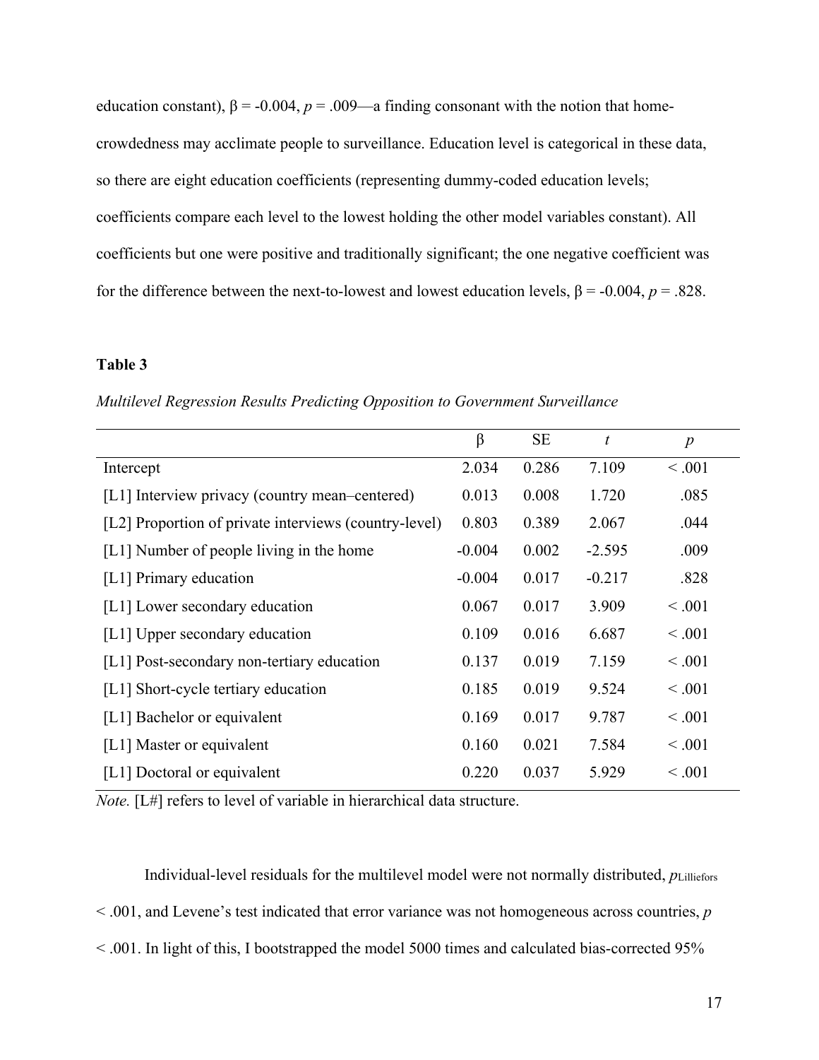education constant), $\beta = -0.004$, $p = .009$—a finding consonant with the notion that home-crowdedness may acclimate people to surveillance. Education level is categorical in these data, so there are eight education coefficients (representing dummy-coded education levels; coefficients compare each level to the lowest holding the other model variables constant). All coefficients but one were positive and traditionally significant; the one negative coefficient was for the difference between the next-to-lowest and lowest education levels, $\beta = -0.004$, $p = .828$.

**Table 3**

*Multilevel Regression Results Predicting Opposition to Government Surveillance*

| | β | SE | *t* | *p* |
|---|---|---|---|---|
| Intercept | 2.034 | 0.286 | 7.109 | < .001 |
| [L1] Interview privacy (country mean–centered) | 0.013 | 0.008 | 1.720 | .085 |
| [L2] Proportion of private interviews (country-level) | 0.803 | 0.389 | 2.067 | .044 |
| [L1] Number of people living in the home | -0.004 | 0.002 | -2.595 | .009 |
| [L1] Primary education | -0.004 | 0.017 | -0.217 | .828 |
| [L1] Lower secondary education | 0.067 | 0.017 | 3.909 | < .001 |
| [L1] Upper secondary education | 0.109 | 0.016 | 6.687 | < .001 |
| [L1] Post-secondary non-tertiary education | 0.137 | 0.019 | 7.159 | < .001 |
| [L1] Short-cycle tertiary education | 0.185 | 0.019 | 9.524 | < .001 |
| [L1] Bachelor or equivalent | 0.169 | 0.017 | 9.787 | < .001 |
| [L1] Master or equivalent | 0.160 | 0.021 | 7.584 | < .001 |
| [L1] Doctoral or equivalent | 0.220 | 0.037 | 5.929 | < .001 |

*Note.* [L#] refers to level of variable in hierarchical data structure.

Individual-level residuals for the multilevel model were not normally distributed, $p_{\text{Lilliefors}} < .001$, and Levene's test indicated that error variance was not homogeneous across countries, $p < .001$. In light of this, I bootstrapped the model 5000 times and calculated bias-corrected 95%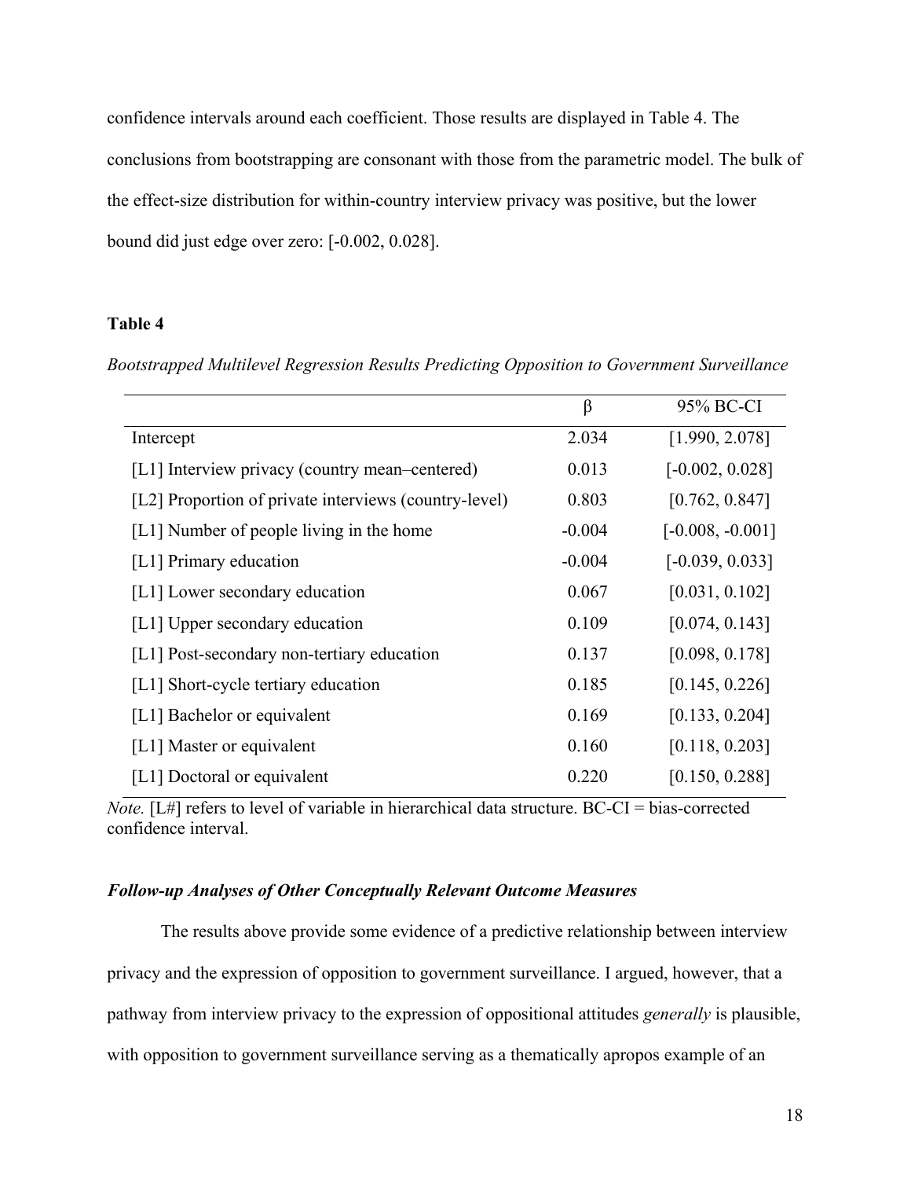confidence intervals around each coefficient. Those results are displayed in Table 4. The conclusions from bootstrapping are consonant with those from the parametric model. The bulk of the effect-size distribution for within-country interview privacy was positive, but the lower bound did just edge over zero: [-0.002, 0.028].

**Table 4**

*Bootstrapped Multilevel Regression Results Predicting Opposition to Government Surveillance*

| | β | 95% BC-CI |
|---|---|---|
| Intercept | 2.034 | [1.990, 2.078] |
| [L1] Interview privacy (country mean–centered) | 0.013 | [-0.002, 0.028] |
| [L2] Proportion of private interviews (country-level) | 0.803 | [0.762, 0.847] |
| [L1] Number of people living in the home | -0.004 | [-0.008, -0.001] |
| [L1] Primary education | -0.004 | [-0.039, 0.033] |
| [L1] Lower secondary education | 0.067 | [0.031, 0.102] |
| [L1] Upper secondary education | 0.109 | [0.074, 0.143] |
| [L1] Post-secondary non-tertiary education | 0.137 | [0.098, 0.178] |
| [L1] Short-cycle tertiary education | 0.185 | [0.145, 0.226] |
| [L1] Bachelor or equivalent | 0.169 | [0.133, 0.204] |
| [L1] Master or equivalent | 0.160 | [0.118, 0.203] |
| [L1] Doctoral or equivalent | 0.220 | [0.150, 0.288] |

*Note.* [L#] refers to level of variable in hierarchical data structure. BC-CI = bias-corrected confidence interval.

### *Follow-up Analyses of Other Conceptually Relevant Outcome Measures*

The results above provide some evidence of a predictive relationship between interview privacy and the expression of opposition to government surveillance. I argued, however, that a pathway from interview privacy to the expression of oppositional attitudes *generally* is plausible, with opposition to government surveillance serving as a thematically apropos example of an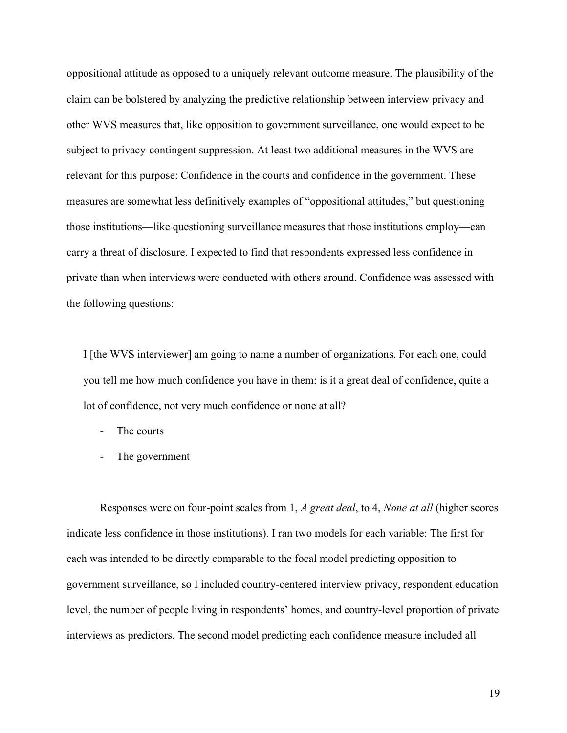oppositional attitude as opposed to a uniquely relevant outcome measure. The plausibility of the claim can be bolstered by analyzing the predictive relationship between interview privacy and other WVS measures that, like opposition to government surveillance, one would expect to be subject to privacy-contingent suppression. At least two additional measures in the WVS are relevant for this purpose: Confidence in the courts and confidence in the government. These measures are somewhat less definitively examples of "oppositional attitudes," but questioning those institutions—like questioning surveillance measures that those institutions employ—can carry a threat of disclosure. I expected to find that respondents expressed less confidence in private than when interviews were conducted with others around. Confidence was assessed with the following questions:

> I [the WVS interviewer] am going to name a number of organizations. For each one, could you tell me how much confidence you have in them: is it a great deal of confidence, quite a lot of confidence, not very much confidence or none at all?
>
> - The courts
> - The government

Responses were on four-point scales from 1, *A great deal*, to 4, *None at all* (higher scores indicate less confidence in those institutions). I ran two models for each variable: The first for each was intended to be directly comparable to the focal model predicting opposition to government surveillance, so I included country-centered interview privacy, respondent education level, the number of people living in respondents' homes, and country-level proportion of private interviews as predictors. The second model predicting each confidence measure included all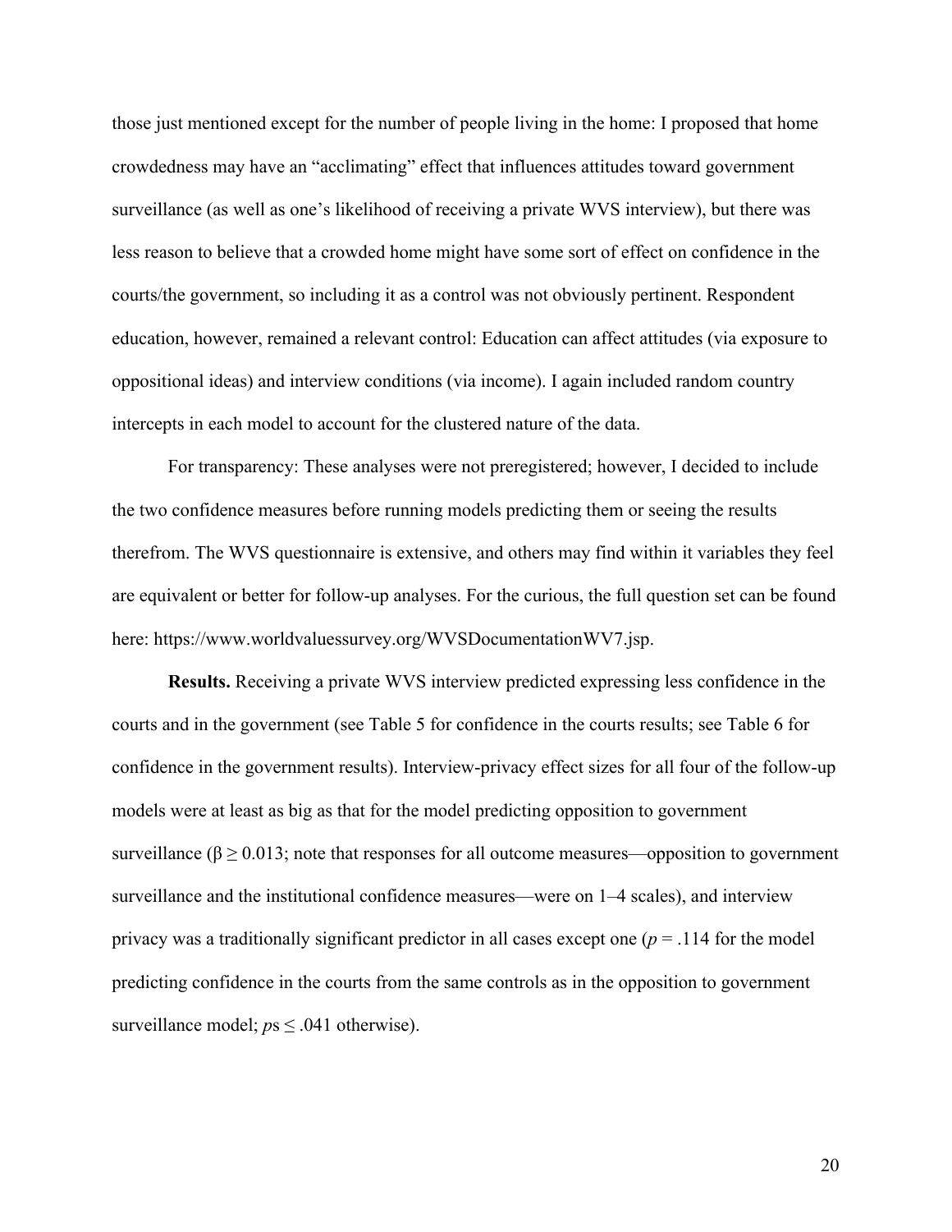those just mentioned except for the number of people living in the home: I proposed that home crowdedness may have an "acclimating" effect that influences attitudes toward government surveillance (as well as one's likelihood of receiving a private WVS interview), but there was less reason to believe that a crowded home might have some sort of effect on confidence in the courts/the government, so including it as a control was not obviously pertinent. Respondent education, however, remained a relevant control: Education can affect attitudes (via exposure to oppositional ideas) and interview conditions (via income). I again included random country intercepts in each model to account for the clustered nature of the data.

For transparency: These analyses were not preregistered; however, I decided to include the two confidence measures before running models predicting them or seeing the results therefrom. The WVS questionnaire is extensive, and others may find within it variables they feel are equivalent or better for follow-up analyses. For the curious, the full question set can be found here: https://www.worldvaluessurvey.org/WVSDocumentationWV7.jsp.

**Results.** Receiving a private WVS interview predicted expressing less confidence in the courts and in the government (see Table 5 for confidence in the courts results; see Table 6 for confidence in the government results). Interview-privacy effect sizes for all four of the follow-up models were at least as big as that for the model predicting opposition to government surveillance ($\beta \geq 0.013$; note that responses for all outcome measures—opposition to government surveillance and the institutional confidence measures—were on 1–4 scales), and interview privacy was a traditionally significant predictor in all cases except one ($p = .114$ for the model predicting confidence in the courts from the same controls as in the opposition to government surveillance model; $p\text{s} \leq .041$ otherwise).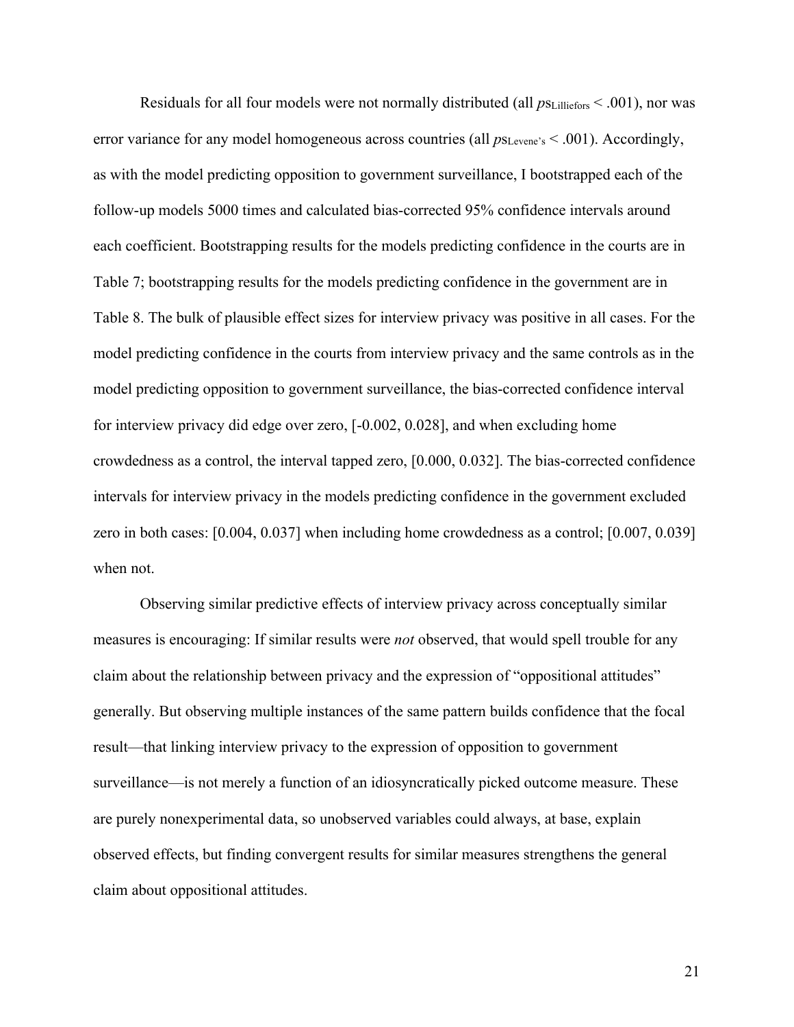Residuals for all four models were not normally distributed (all $ps_{\text{Lilliefors}} < .001$), nor was error variance for any model homogeneous across countries (all $ps_{\text{Levene's}} < .001$). Accordingly, as with the model predicting opposition to government surveillance, I bootstrapped each of the follow-up models 5000 times and calculated bias-corrected 95% confidence intervals around each coefficient. Bootstrapping results for the models predicting confidence in the courts are in Table 7; bootstrapping results for the models predicting confidence in the government are in Table 8. The bulk of plausible effect sizes for interview privacy was positive in all cases. For the model predicting confidence in the courts from interview privacy and the same controls as in the model predicting opposition to government surveillance, the bias-corrected confidence interval for interview privacy did edge over zero, [-0.002, 0.028], and when excluding home crowdedness as a control, the interval tapped zero, [0.000, 0.032]. The bias-corrected confidence intervals for interview privacy in the models predicting confidence in the government excluded zero in both cases: [0.004, 0.037] when including home crowdedness as a control; [0.007, 0.039] when not.

Observing similar predictive effects of interview privacy across conceptually similar measures is encouraging: If similar results were *not* observed, that would spell trouble for any claim about the relationship between privacy and the expression of "oppositional attitudes" generally. But observing multiple instances of the same pattern builds confidence that the focal result—that linking interview privacy to the expression of opposition to government surveillance—is not merely a function of an idiosyncratically picked outcome measure. These are purely nonexperimental data, so unobserved variables could always, at base, explain observed effects, but finding convergent results for similar measures strengthens the general claim about oppositional attitudes.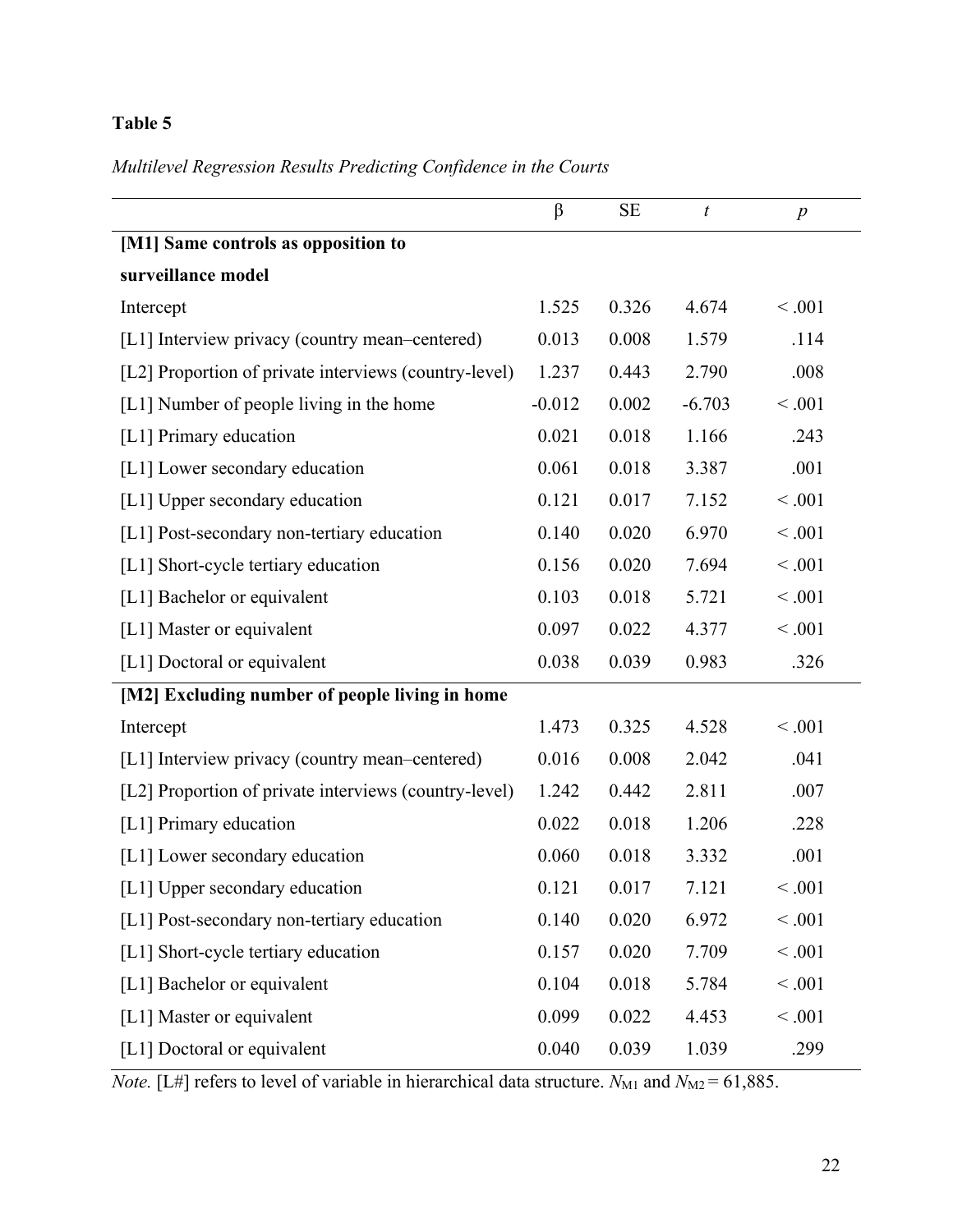**Table 5**

*Multilevel Regression Results Predicting Confidence in the Courts*

| | β | SE | *t* | *p* |
|---|---|---|---|---|
| **[M1] Same controls as opposition to surveillance model** | | | | |
| Intercept | 1.525 | 0.326 | 4.674 | < .001 |
| [L1] Interview privacy (country mean–centered) | 0.013 | 0.008 | 1.579 | .114 |
| [L2] Proportion of private interviews (country-level) | 1.237 | 0.443 | 2.790 | .008 |
| [L1] Number of people living in the home | -0.012 | 0.002 | -6.703 | < .001 |
| [L1] Primary education | 0.021 | 0.018 | 1.166 | .243 |
| [L1] Lower secondary education | 0.061 | 0.018 | 3.387 | .001 |
| [L1] Upper secondary education | 0.121 | 0.017 | 7.152 | < .001 |
| [L1] Post-secondary non-tertiary education | 0.140 | 0.020 | 6.970 | < .001 |
| [L1] Short-cycle tertiary education | 0.156 | 0.020 | 7.694 | < .001 |
| [L1] Bachelor or equivalent | 0.103 | 0.018 | 5.721 | < .001 |
| [L1] Master or equivalent | 0.097 | 0.022 | 4.377 | < .001 |
| [L1] Doctoral or equivalent | 0.038 | 0.039 | 0.983 | .326 |
| **[M2] Excluding number of people living in home** | | | | |
| Intercept | 1.473 | 0.325 | 4.528 | < .001 |
| [L1] Interview privacy (country mean–centered) | 0.016 | 0.008 | 2.042 | .041 |
| [L2] Proportion of private interviews (country-level) | 1.242 | 0.442 | 2.811 | .007 |
| [L1] Primary education | 0.022 | 0.018 | 1.206 | .228 |
| [L1] Lower secondary education | 0.060 | 0.018 | 3.332 | .001 |
| [L1] Upper secondary education | 0.121 | 0.017 | 7.121 | < .001 |
| [L1] Post-secondary non-tertiary education | 0.140 | 0.020 | 6.972 | < .001 |
| [L1] Short-cycle tertiary education | 0.157 | 0.020 | 7.709 | < .001 |
| [L1] Bachelor or equivalent | 0.104 | 0.018 | 5.784 | < .001 |
| [L1] Master or equivalent | 0.099 | 0.022 | 4.453 | < .001 |
| [L1] Doctoral or equivalent | 0.040 | 0.039 | 1.039 | .299 |

*Note.* [L#] refers to level of variable in hierarchical data structure. $N_{M1}$ and $N_{M2}$ = 61,885.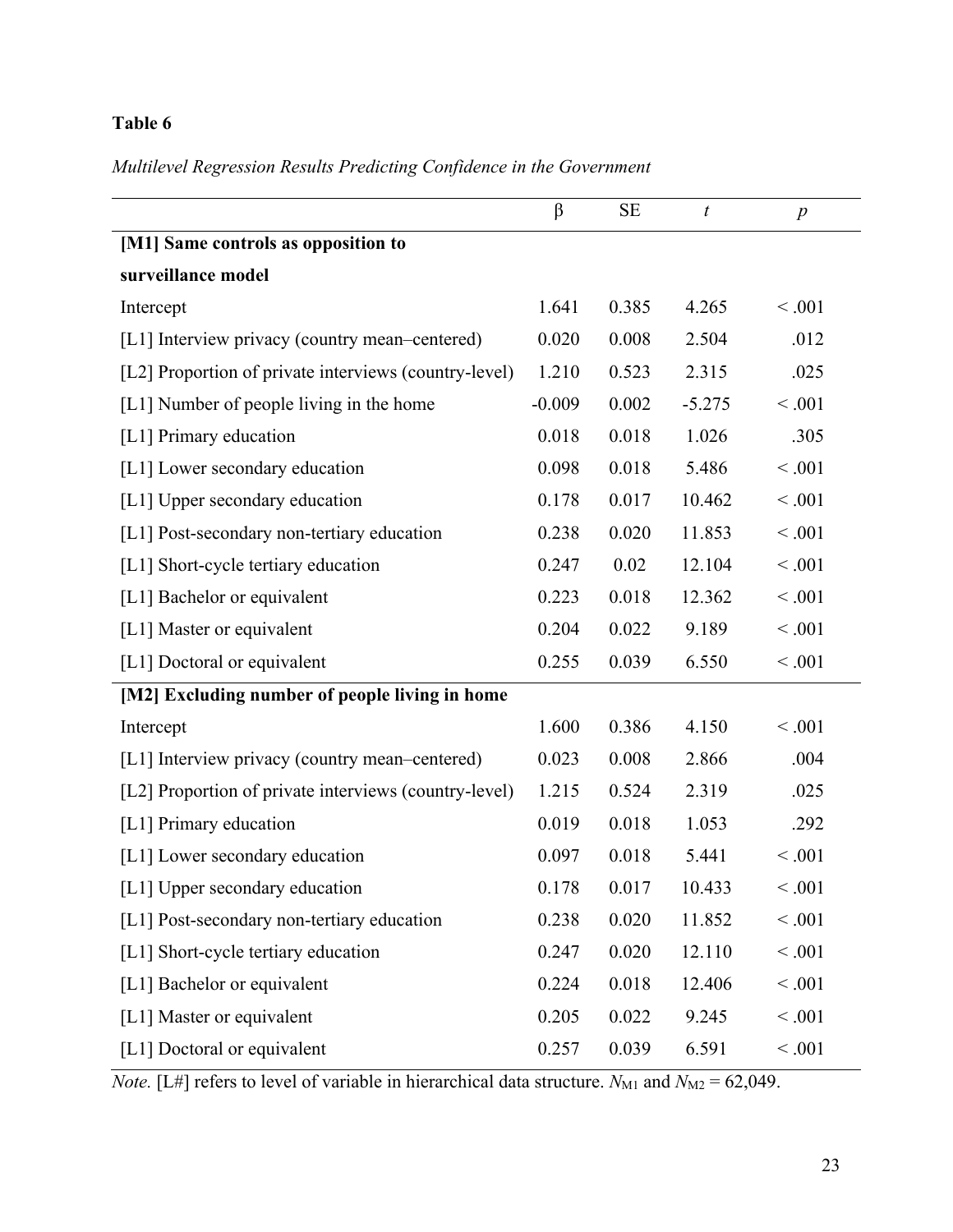**Table 6**

*Multilevel Regression Results Predicting Confidence in the Government*

| | β | SE | *t* | *p* |
|---|---|---|---|---|
| **[M1] Same controls as opposition to surveillance model** | | | | |
| Intercept | 1.641 | 0.385 | 4.265 | < .001 |
| [L1] Interview privacy (country mean–centered) | 0.020 | 0.008 | 2.504 | .012 |
| [L2] Proportion of private interviews (country-level) | 1.210 | 0.523 | 2.315 | .025 |
| [L1] Number of people living in the home | -0.009 | 0.002 | -5.275 | < .001 |
| [L1] Primary education | 0.018 | 0.018 | 1.026 | .305 |
| [L1] Lower secondary education | 0.098 | 0.018 | 5.486 | < .001 |
| [L1] Upper secondary education | 0.178 | 0.017 | 10.462 | < .001 |
| [L1] Post-secondary non-tertiary education | 0.238 | 0.020 | 11.853 | < .001 |
| [L1] Short-cycle tertiary education | 0.247 | 0.02 | 12.104 | < .001 |
| [L1] Bachelor or equivalent | 0.223 | 0.018 | 12.362 | < .001 |
| [L1] Master or equivalent | 0.204 | 0.022 | 9.189 | < .001 |
| [L1] Doctoral or equivalent | 0.255 | 0.039 | 6.550 | < .001 |
| **[M2] Excluding number of people living in home** | | | | |
| Intercept | 1.600 | 0.386 | 4.150 | < .001 |
| [L1] Interview privacy (country mean–centered) | 0.023 | 0.008 | 2.866 | .004 |
| [L2] Proportion of private interviews (country-level) | 1.215 | 0.524 | 2.319 | .025 |
| [L1] Primary education | 0.019 | 0.018 | 1.053 | .292 |
| [L1] Lower secondary education | 0.097 | 0.018 | 5.441 | < .001 |
| [L1] Upper secondary education | 0.178 | 0.017 | 10.433 | < .001 |
| [L1] Post-secondary non-tertiary education | 0.238 | 0.020 | 11.852 | < .001 |
| [L1] Short-cycle tertiary education | 0.247 | 0.020 | 12.110 | < .001 |
| [L1] Bachelor or equivalent | 0.224 | 0.018 | 12.406 | < .001 |
| [L1] Master or equivalent | 0.205 | 0.022 | 9.245 | < .001 |
| [L1] Doctoral or equivalent | 0.257 | 0.039 | 6.591 | < .001 |

*Note.* [L#] refers to level of variable in hierarchical data structure. $N_{M1}$ and $N_{M2}$ = 62,049.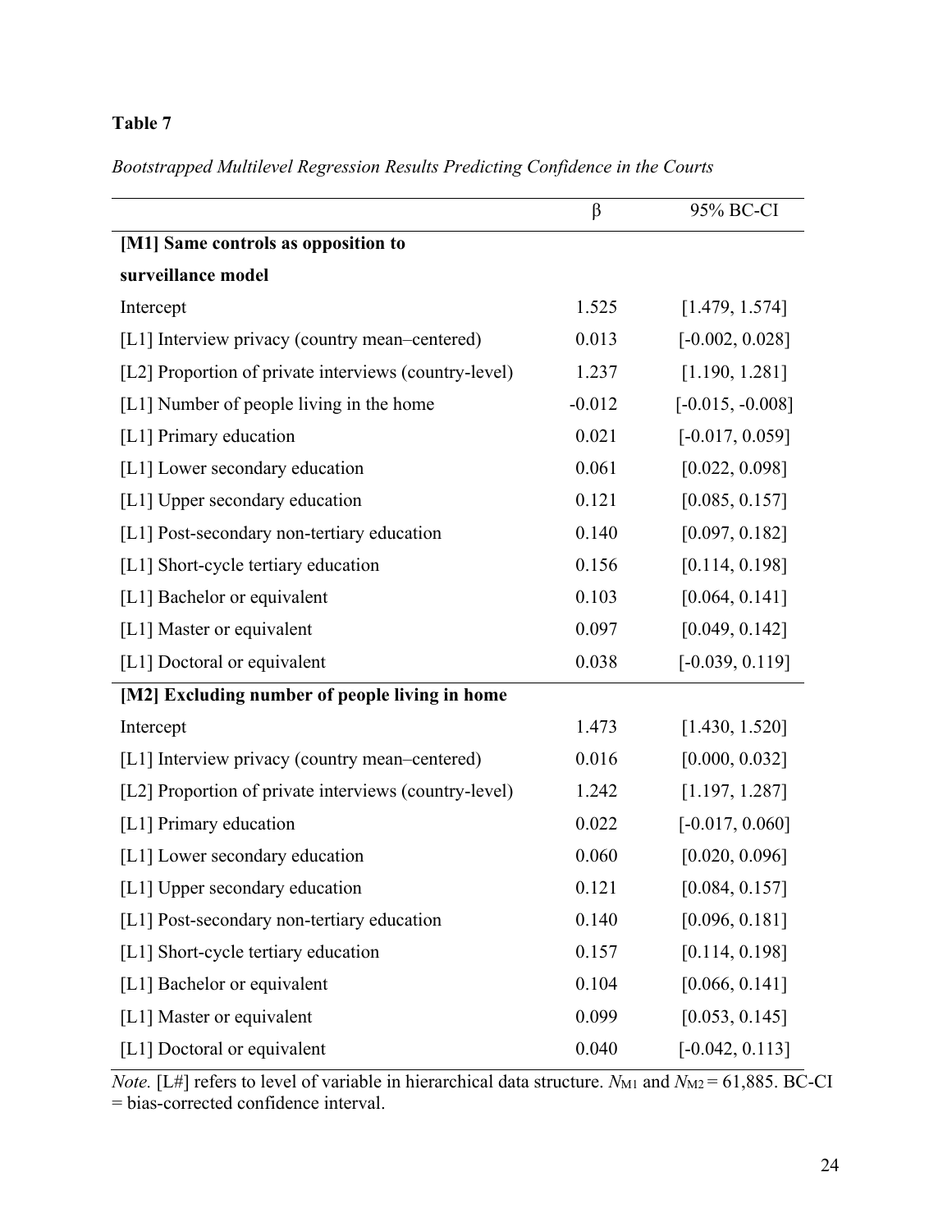**Table 7**

*Bootstrapped Multilevel Regression Results Predicting Confidence in the Courts*

| | β | 95% BC-CI |
|---|---|---|
| **[M1] Same controls as opposition to surveillance model** | | |
| Intercept | 1.525 | [1.479, 1.574] |
| [L1] Interview privacy (country mean–centered) | 0.013 | [-0.002, 0.028] |
| [L2] Proportion of private interviews (country-level) | 1.237 | [1.190, 1.281] |
| [L1] Number of people living in the home | -0.012 | [-0.015, -0.008] |
| [L1] Primary education | 0.021 | [-0.017, 0.059] |
| [L1] Lower secondary education | 0.061 | [0.022, 0.098] |
| [L1] Upper secondary education | 0.121 | [0.085, 0.157] |
| [L1] Post-secondary non-tertiary education | 0.140 | [0.097, 0.182] |
| [L1] Short-cycle tertiary education | 0.156 | [0.114, 0.198] |
| [L1] Bachelor or equivalent | 0.103 | [0.064, 0.141] |
| [L1] Master or equivalent | 0.097 | [0.049, 0.142] |
| [L1] Doctoral or equivalent | 0.038 | [-0.039, 0.119] |
| **[M2] Excluding number of people living in home** | | |
| Intercept | 1.473 | [1.430, 1.520] |
| [L1] Interview privacy (country mean–centered) | 0.016 | [0.000, 0.032] |
| [L2] Proportion of private interviews (country-level) | 1.242 | [1.197, 1.287] |
| [L1] Primary education | 0.022 | [-0.017, 0.060] |
| [L1] Lower secondary education | 0.060 | [0.020, 0.096] |
| [L1] Upper secondary education | 0.121 | [0.084, 0.157] |
| [L1] Post-secondary non-tertiary education | 0.140 | [0.096, 0.181] |
| [L1] Short-cycle tertiary education | 0.157 | [0.114, 0.198] |
| [L1] Bachelor or equivalent | 0.104 | [0.066, 0.141] |
| [L1] Master or equivalent | 0.099 | [0.053, 0.145] |
| [L1] Doctoral or equivalent | 0.040 | [-0.042, 0.113] |

*Note.* [L#] refers to level of variable in hierarchical data structure. $N_{M1}$ and $N_{M2}$ = 61,885. BC-CI = bias-corrected confidence interval.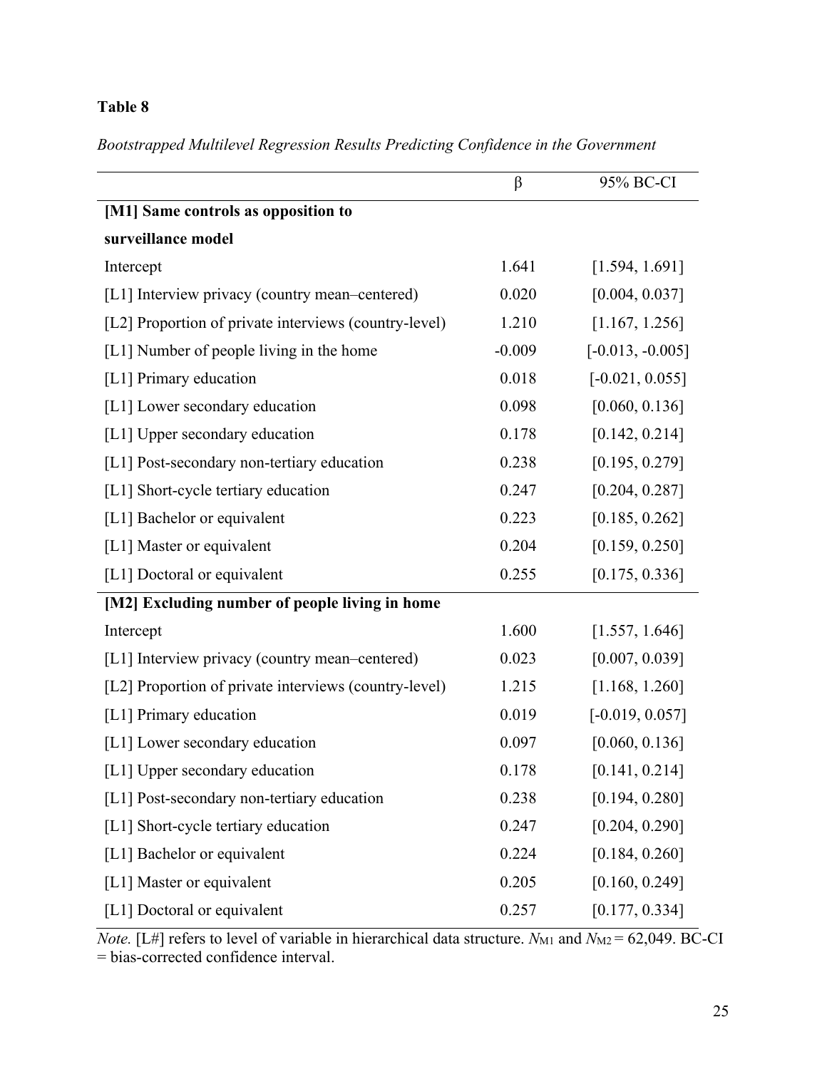**Table 8**

*Bootstrapped Multilevel Regression Results Predicting Confidence in the Government*

| | β | 95% BC-CI |
|---|---|---|
| **[M1] Same controls as opposition to surveillance model** | | |
| Intercept | 1.641 | [1.594, 1.691] |
| [L1] Interview privacy (country mean–centered) | 0.020 | [0.004, 0.037] |
| [L2] Proportion of private interviews (country-level) | 1.210 | [1.167, 1.256] |
| [L1] Number of people living in the home | -0.009 | [-0.013, -0.005] |
| [L1] Primary education | 0.018 | [-0.021, 0.055] |
| [L1] Lower secondary education | 0.098 | [0.060, 0.136] |
| [L1] Upper secondary education | 0.178 | [0.142, 0.214] |
| [L1] Post-secondary non-tertiary education | 0.238 | [0.195, 0.279] |
| [L1] Short-cycle tertiary education | 0.247 | [0.204, 0.287] |
| [L1] Bachelor or equivalent | 0.223 | [0.185, 0.262] |
| [L1] Master or equivalent | 0.204 | [0.159, 0.250] |
| [L1] Doctoral or equivalent | 0.255 | [0.175, 0.336] |
| **[M2] Excluding number of people living in home** | | |
| Intercept | 1.600 | [1.557, 1.646] |
| [L1] Interview privacy (country mean–centered) | 0.023 | [0.007, 0.039] |
| [L2] Proportion of private interviews (country-level) | 1.215 | [1.168, 1.260] |
| [L1] Primary education | 0.019 | [-0.019, 0.057] |
| [L1] Lower secondary education | 0.097 | [0.060, 0.136] |
| [L1] Upper secondary education | 0.178 | [0.141, 0.214] |
| [L1] Post-secondary non-tertiary education | 0.238 | [0.194, 0.280] |
| [L1] Short-cycle tertiary education | 0.247 | [0.204, 0.290] |
| [L1] Bachelor or equivalent | 0.224 | [0.184, 0.260] |
| [L1] Master or equivalent | 0.205 | [0.160, 0.249] |
| [L1] Doctoral or equivalent | 0.257 | [0.177, 0.334] |

*Note.* [L#] refers to level of variable in hierarchical data structure. $N_{M1}$ and $N_{M2}$ = 62,049. BC-CI = bias-corrected confidence interval.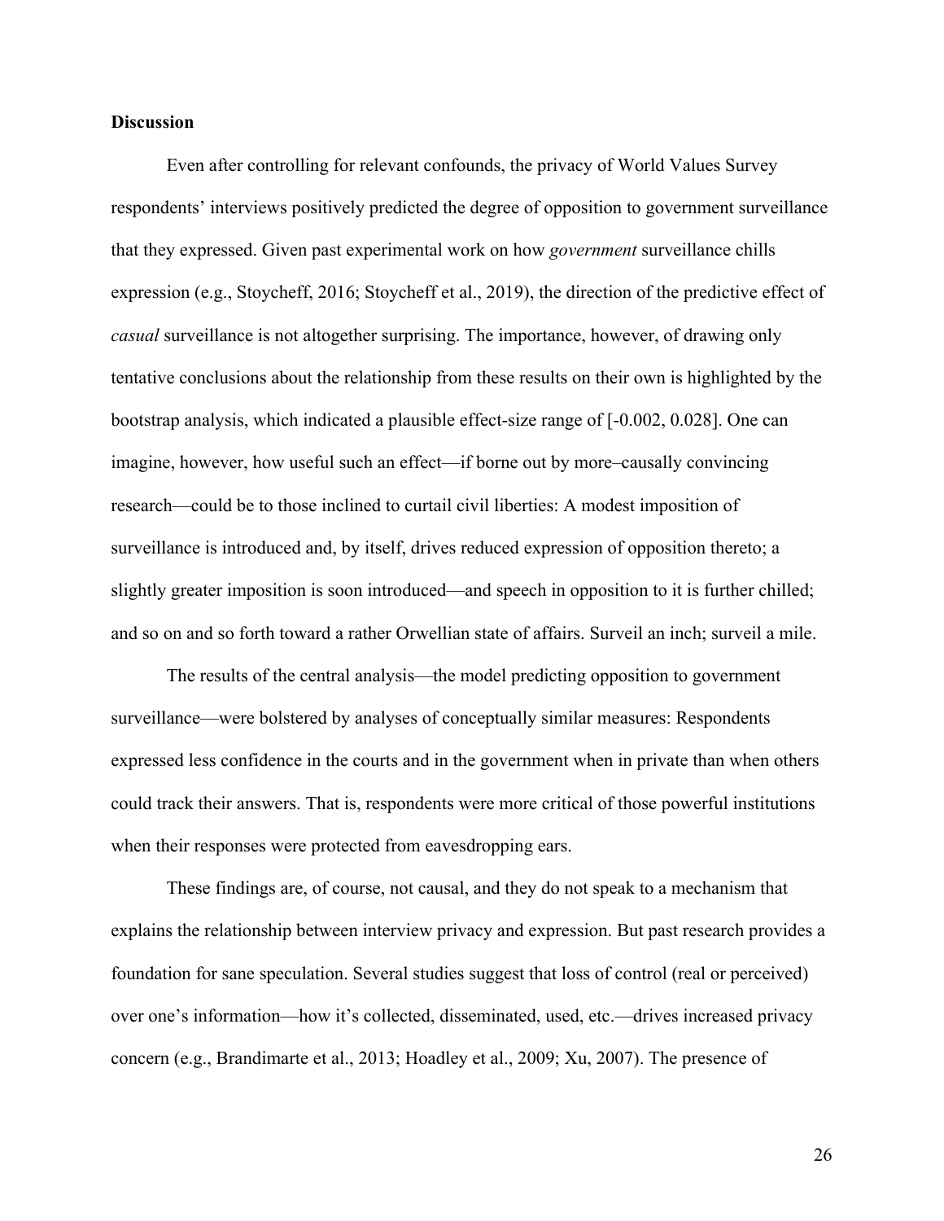**Discussion**

Even after controlling for relevant confounds, the privacy of World Values Survey respondents' interviews positively predicted the degree of opposition to government surveillance that they expressed. Given past experimental work on how *government* surveillance chills expression (e.g., Stoycheff, 2016; Stoycheff et al., 2019), the direction of the predictive effect of *casual* surveillance is not altogether surprising. The importance, however, of drawing only tentative conclusions about the relationship from these results on their own is highlighted by the bootstrap analysis, which indicated a plausible effect-size range of [-0.002, 0.028]. One can imagine, however, how useful such an effect—if borne out by more–causally convincing research—could be to those inclined to curtail civil liberties: A modest imposition of surveillance is introduced and, by itself, drives reduced expression of opposition thereto; a slightly greater imposition is soon introduced—and speech in opposition to it is further chilled; and so on and so forth toward a rather Orwellian state of affairs. Surveil an inch; surveil a mile.

The results of the central analysis—the model predicting opposition to government surveillance—were bolstered by analyses of conceptually similar measures: Respondents expressed less confidence in the courts and in the government when in private than when others could track their answers. That is, respondents were more critical of those powerful institutions when their responses were protected from eavesdropping ears.

These findings are, of course, not causal, and they do not speak to a mechanism that explains the relationship between interview privacy and expression. But past research provides a foundation for sane speculation. Several studies suggest that loss of control (real or perceived) over one's information—how it's collected, disseminated, used, etc.—drives increased privacy concern (e.g., Brandimarte et al., 2013; Hoadley et al., 2009; Xu, 2007). The presence of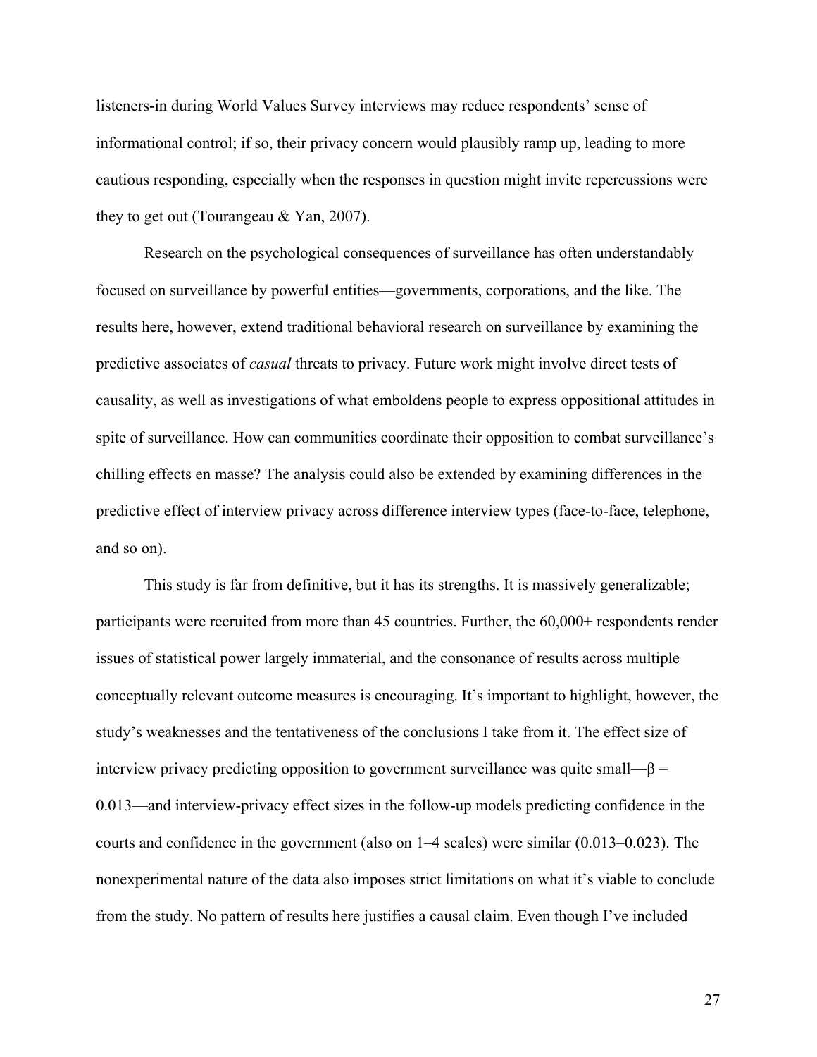listeners-in during World Values Survey interviews may reduce respondents' sense of informational control; if so, their privacy concern would plausibly ramp up, leading to more cautious responding, especially when the responses in question might invite repercussions were they to get out (Tourangeau & Yan, 2007).

Research on the psychological consequences of surveillance has often understandably focused on surveillance by powerful entities—governments, corporations, and the like. The results here, however, extend traditional behavioral research on surveillance by examining the predictive associates of *casual* threats to privacy. Future work might involve direct tests of causality, as well as investigations of what emboldens people to express oppositional attitudes in spite of surveillance. How can communities coordinate their opposition to combat surveillance's chilling effects en masse? The analysis could also be extended by examining differences in the predictive effect of interview privacy across difference interview types (face-to-face, telephone, and so on).

This study is far from definitive, but it has its strengths. It is massively generalizable; participants were recruited from more than 45 countries. Further, the 60,000+ respondents render issues of statistical power largely immaterial, and the consonance of results across multiple conceptually relevant outcome measures is encouraging. It's important to highlight, however, the study's weaknesses and the tentativeness of the conclusions I take from it. The effect size of interview privacy predicting opposition to government surveillance was quite small—$\beta = 0.013$—and interview-privacy effect sizes in the follow-up models predicting confidence in the courts and confidence in the government (also on 1–4 scales) were similar (0.013–0.023). The nonexperimental nature of the data also imposes strict limitations on what it's viable to conclude from the study. No pattern of results here justifies a causal claim. Even though I've included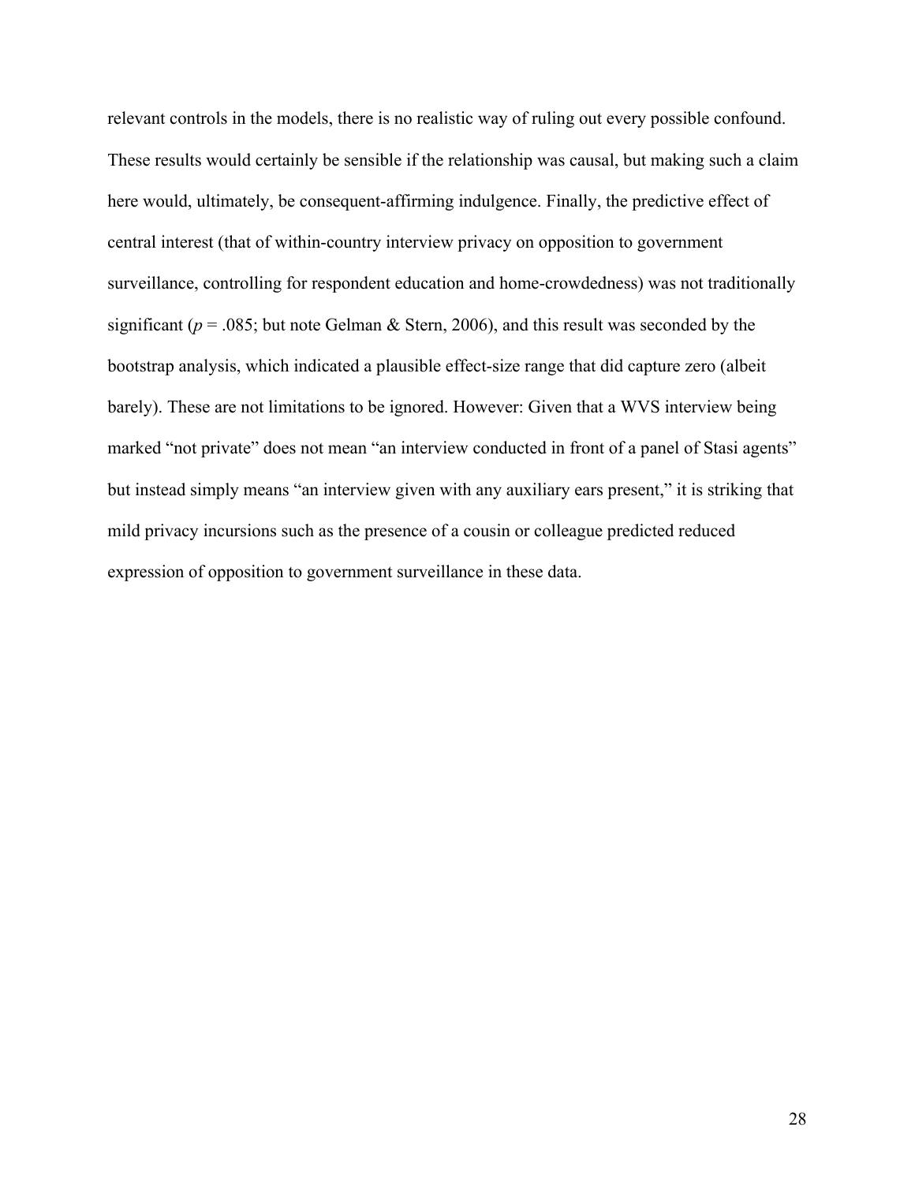relevant controls in the models, there is no realistic way of ruling out every possible confound. These results would certainly be sensible if the relationship was causal, but making such a claim here would, ultimately, be consequent-affirming indulgence. Finally, the predictive effect of central interest (that of within-country interview privacy on opposition to government surveillance, controlling for respondent education and home-crowdedness) was not traditionally significant (*p* = .085; but note Gelman & Stern, 2006), and this result was seconded by the bootstrap analysis, which indicated a plausible effect-size range that did capture zero (albeit barely). These are not limitations to be ignored. However: Given that a WVS interview being marked "not private" does not mean "an interview conducted in front of a panel of Stasi agents" but instead simply means "an interview given with any auxiliary ears present," it is striking that mild privacy incursions such as the presence of a cousin or colleague predicted reduced expression of opposition to government surveillance in these data.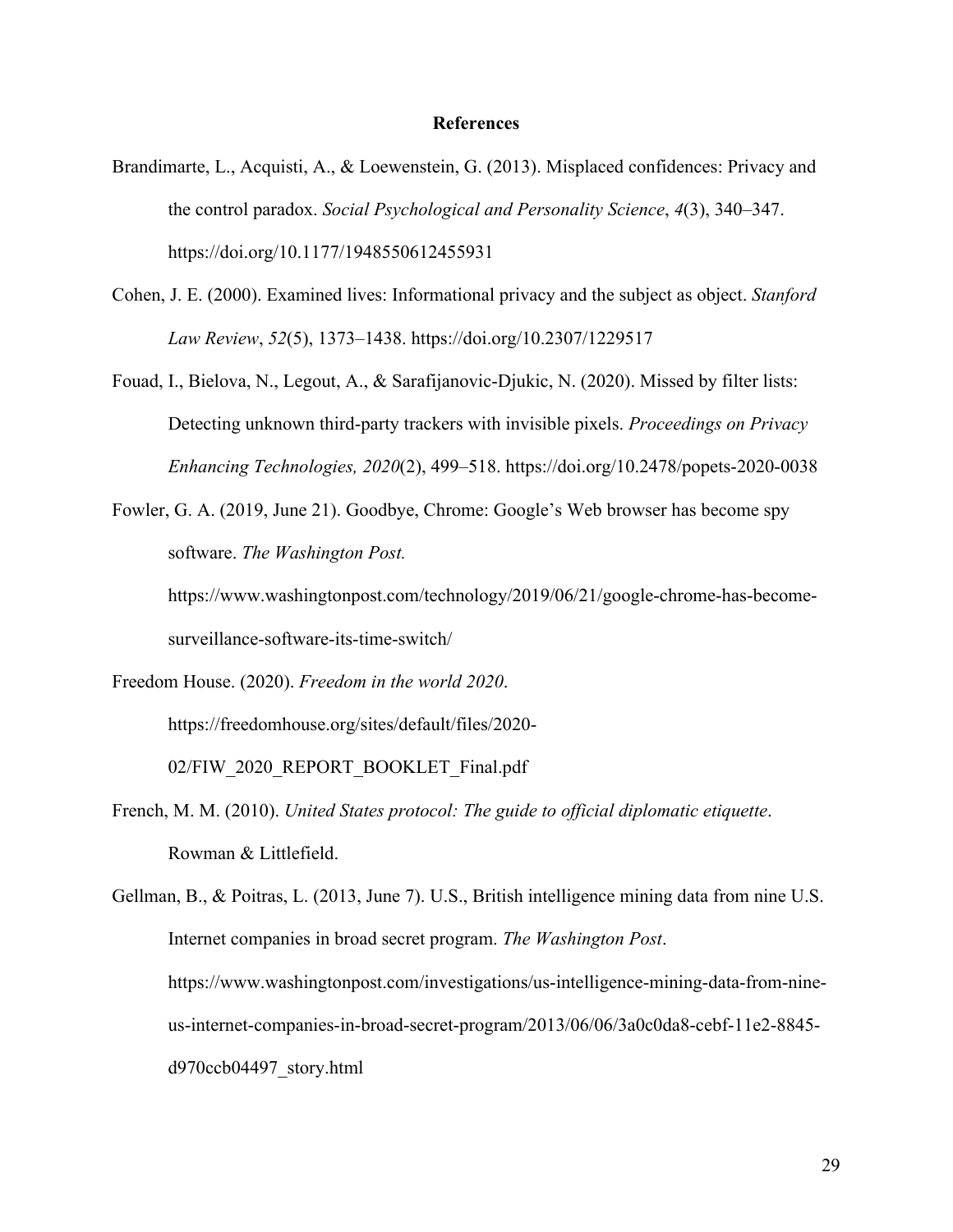# References

Brandimarte, L., Acquisti, A., & Loewenstein, G. (2013). Misplaced confidences: Privacy and the control paradox. *Social Psychological and Personality Science*, *4*(3), 340–347. https://doi.org/10.1177/1948550612455931

Cohen, J. E. (2000). Examined lives: Informational privacy and the subject as object. *Stanford Law Review*, *52*(5), 1373–1438. https://doi.org/10.2307/1229517

Fouad, I., Bielova, N., Legout, A., & Sarafijanovic-Djukic, N. (2020). Missed by filter lists: Detecting unknown third-party trackers with invisible pixels. *Proceedings on Privacy Enhancing Technologies, 2020*(2), 499–518. https://doi.org/10.2478/popets-2020-0038

Fowler, G. A. (2019, June 21). Goodbye, Chrome: Google's Web browser has become spy software. *The Washington Post.* https://www.washingtonpost.com/technology/2019/06/21/google-chrome-has-become-surveillance-software-its-time-switch/

Freedom House. (2020). *Freedom in the world 2020*. https://freedomhouse.org/sites/default/files/2020-02/FIW_2020_REPORT_BOOKLET_Final.pdf

French, M. M. (2010). *United States protocol: The guide to official diplomatic etiquette*. Rowman & Littlefield.

Gellman, B., & Poitras, L. (2013, June 7). U.S., British intelligence mining data from nine U.S. Internet companies in broad secret program. *The Washington Post*. https://www.washingtonpost.com/investigations/us-intelligence-mining-data-from-nine-us-internet-companies-in-broad-secret-program/2013/06/06/3a0c0da8-cebf-11e2-8845-d970ccb04497_story.html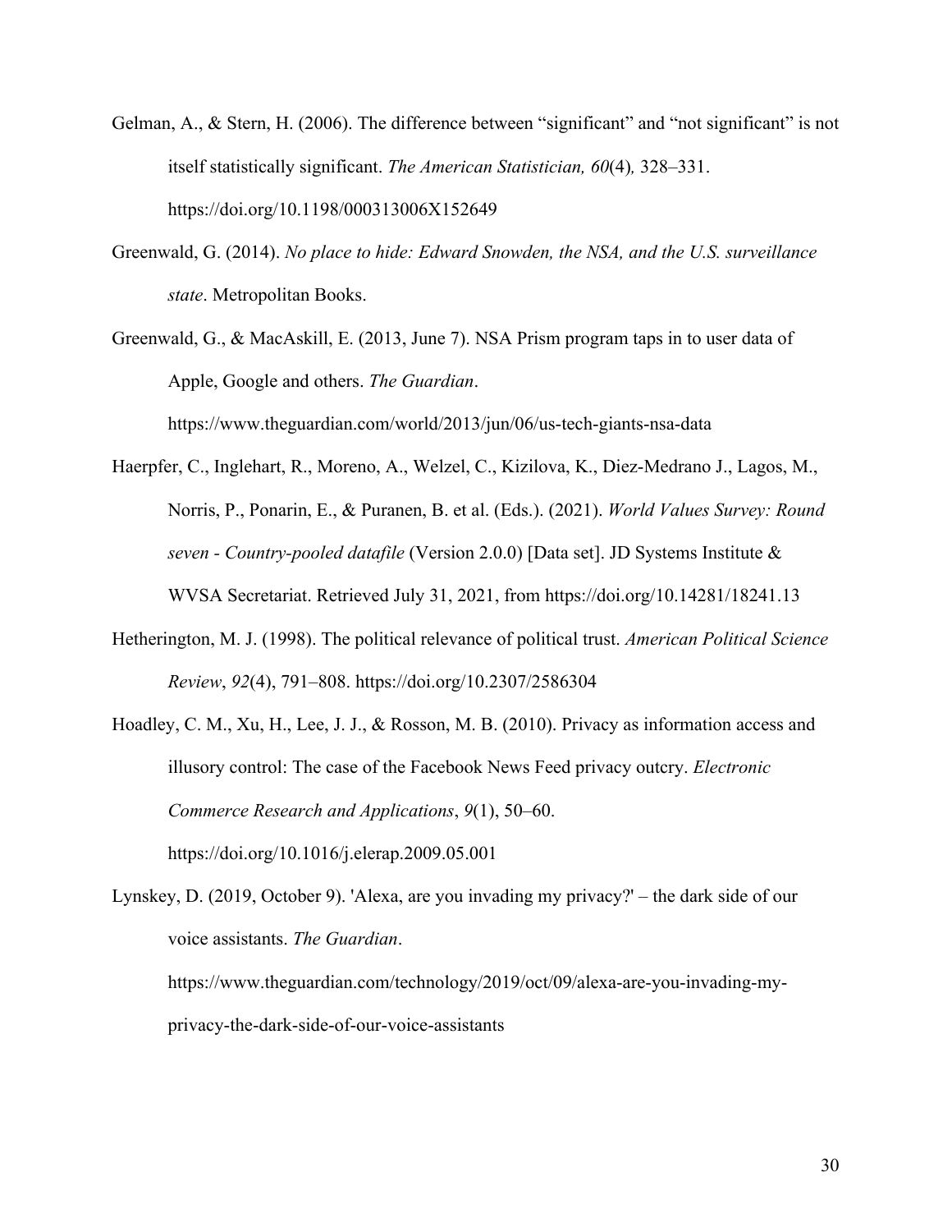Gelman, A., & Stern, H. (2006). The difference between "significant" and "not significant" is not itself statistically significant. *The American Statistician, 60*(4)*,* 328–331. https://doi.org/10.1198/000313006X152649

Greenwald, G. (2014). *No place to hide: Edward Snowden, the NSA, and the U.S. surveillance state*. Metropolitan Books.

Greenwald, G., & MacAskill, E. (2013, June 7). NSA Prism program taps in to user data of Apple, Google and others. *The Guardian*. https://www.theguardian.com/world/2013/jun/06/us-tech-giants-nsa-data

Haerpfer, C., Inglehart, R., Moreno, A., Welzel, C., Kizilova, K., Diez-Medrano J., Lagos, M., Norris, P., Ponarin, E., & Puranen, B. et al. (Eds.). (2021). *World Values Survey: Round seven - Country-pooled datafile* (Version 2.0.0) [Data set]. JD Systems Institute & WVSA Secretariat. Retrieved July 31, 2021, from https://doi.org/10.14281/18241.13

Hetherington, M. J. (1998). The political relevance of political trust. *American Political Science Review*, *92*(4), 791–808. https://doi.org/10.2307/2586304

Hoadley, C. M., Xu, H., Lee, J. J., & Rosson, M. B. (2010). Privacy as information access and illusory control: The case of the Facebook News Feed privacy outcry. *Electronic Commerce Research and Applications*, *9*(1), 50–60. https://doi.org/10.1016/j.elerap.2009.05.001

Lynskey, D. (2019, October 9). 'Alexa, are you invading my privacy?' – the dark side of our voice assistants. *The Guardian*. https://www.theguardian.com/technology/2019/oct/09/alexa-are-you-invading-my-privacy-the-dark-side-of-our-voice-assistants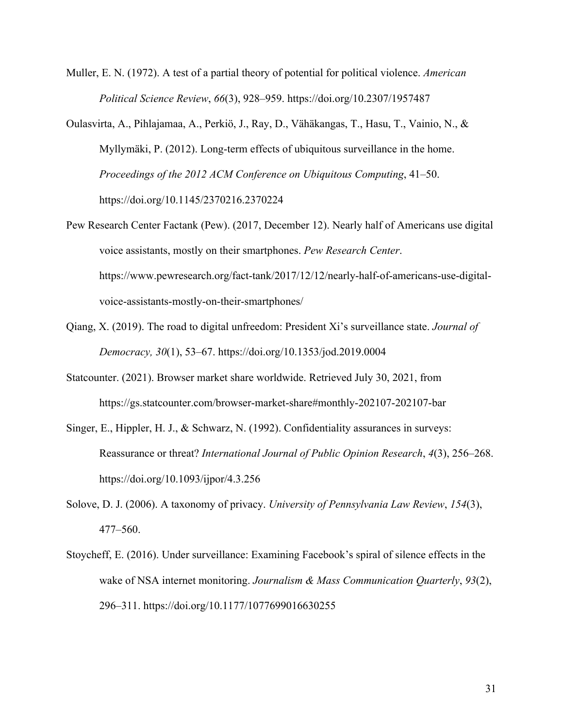Muller, E. N. (1972). A test of a partial theory of potential for political violence. *American Political Science Review*, *66*(3), 928–959. https://doi.org/10.2307/1957487

Oulasvirta, A., Pihlajamaa, A., Perkiö, J., Ray, D., Vähäkangas, T., Hasu, T., Vainio, N., & Myllymäki, P. (2012). Long-term effects of ubiquitous surveillance in the home. *Proceedings of the 2012 ACM Conference on Ubiquitous Computing*, 41–50. https://doi.org/10.1145/2370216.2370224

Pew Research Center Factank (Pew). (2017, December 12). Nearly half of Americans use digital voice assistants, mostly on their smartphones. *Pew Research Center*. https://www.pewresearch.org/fact-tank/2017/12/12/nearly-half-of-americans-use-digital-voice-assistants-mostly-on-their-smartphones/

Qiang, X. (2019). The road to digital unfreedom: President Xi's surveillance state. *Journal of Democracy, 30*(1), 53–67. https://doi.org/10.1353/jod.2019.0004

Statcounter. (2021). Browser market share worldwide. Retrieved July 30, 2021, from https://gs.statcounter.com/browser-market-share#monthly-202107-202107-bar

Singer, E., Hippler, H. J., & Schwarz, N. (1992). Confidentiality assurances in surveys: Reassurance or threat? *International Journal of Public Opinion Research*, *4*(3), 256–268. https://doi.org/10.1093/ijpor/4.3.256

Solove, D. J. (2006). A taxonomy of privacy. *University of Pennsylvania Law Review*, *154*(3), 477–560.

Stoycheff, E. (2016). Under surveillance: Examining Facebook's spiral of silence effects in the wake of NSA internet monitoring. *Journalism & Mass Communication Quarterly*, *93*(2), 296–311. https://doi.org/10.1177/1077699016630255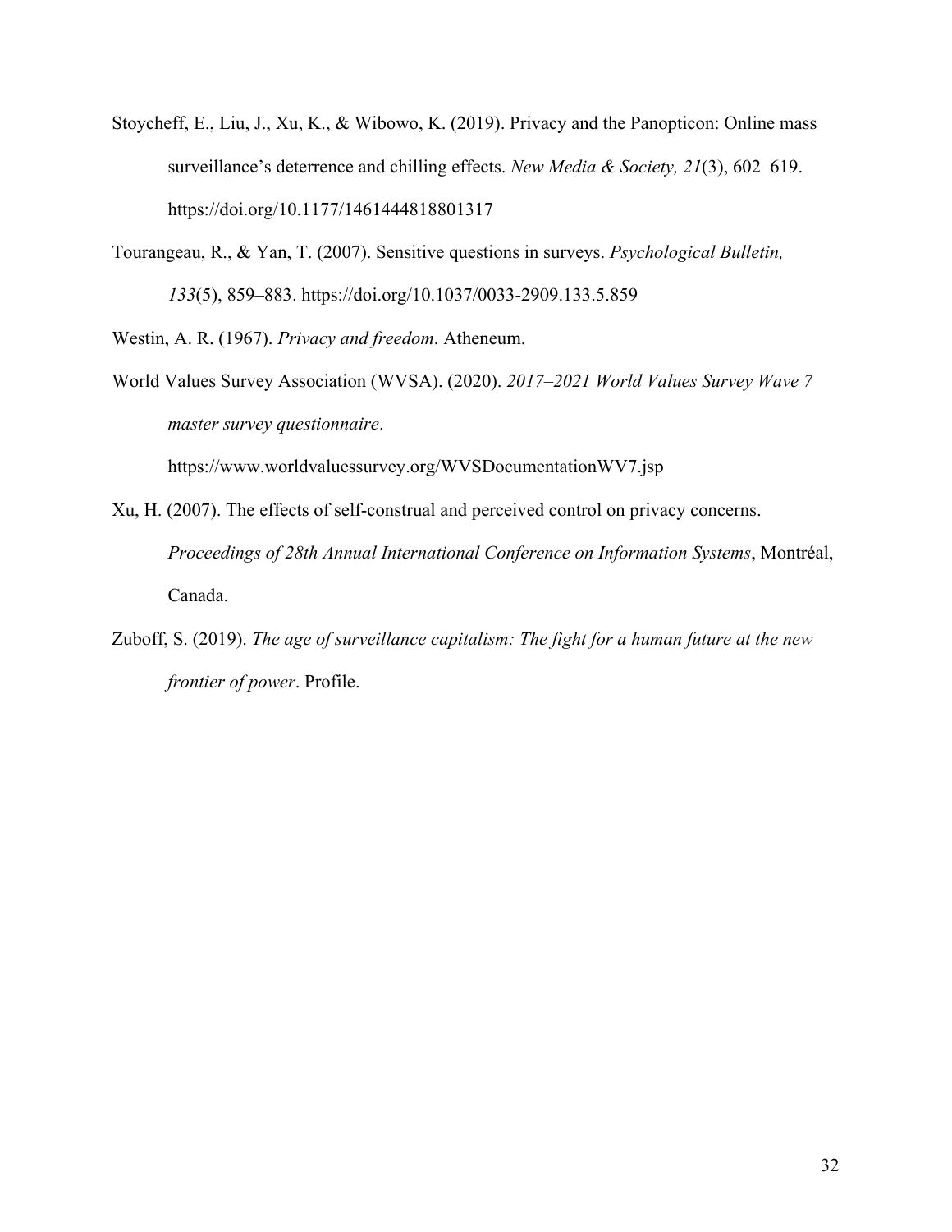Stoycheff, E., Liu, J., Xu, K., & Wibowo, K. (2019). Privacy and the Panopticon: Online mass surveillance's deterrence and chilling effects. *New Media & Society, 21*(3), 602–619. https://doi.org/10.1177/1461444818801317

Tourangeau, R., & Yan, T. (2007). Sensitive questions in surveys. *Psychological Bulletin, 133*(5), 859–883. https://doi.org/10.1037/0033-2909.133.5.859

Westin, A. R. (1967). *Privacy and freedom*. Atheneum.

World Values Survey Association (WVSA). (2020). *2017–2021 World Values Survey Wave 7 master survey questionnaire*. https://www.worldvaluessurvey.org/WVSDocumentationWV7.jsp

Xu, H. (2007). The effects of self-construal and perceived control on privacy concerns. *Proceedings of 28th Annual International Conference on Information Systems*, Montréal, Canada.

Zuboff, S. (2019). *The age of surveillance capitalism: The fight for a human future at the new frontier of power*. Profile.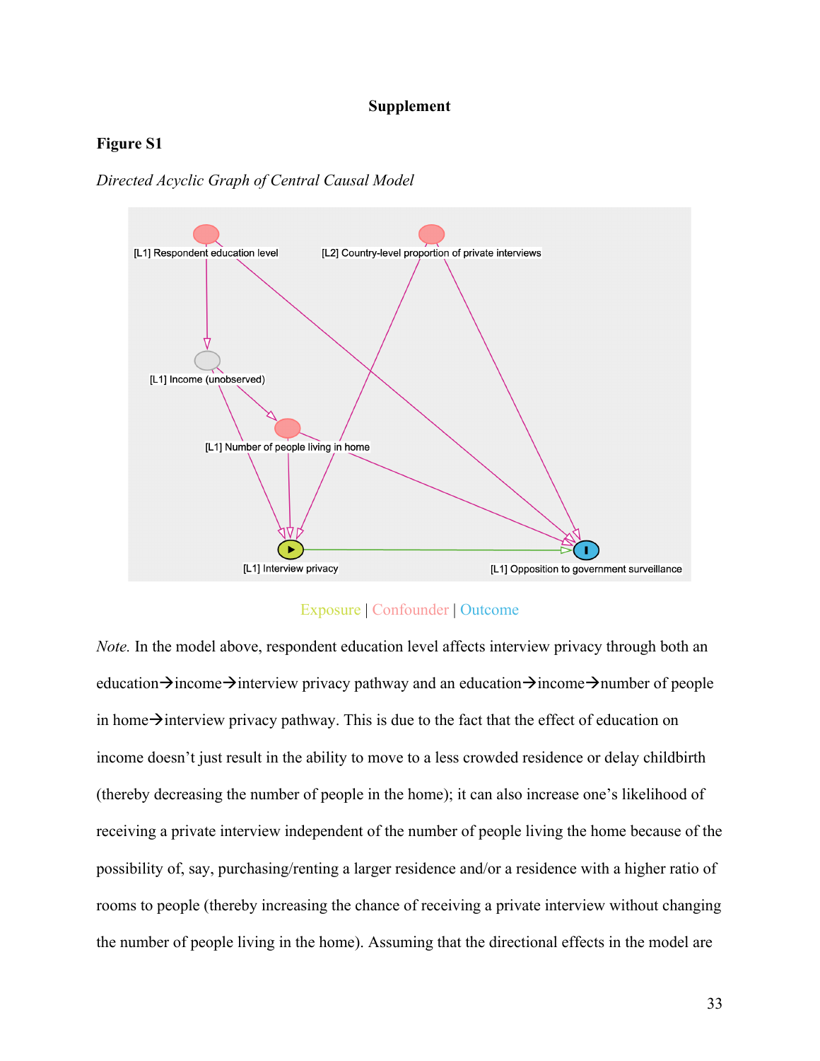**Supplement**

**Figure S1**

*Directed Acyclic Graph of Central Causal Model*

Exposure | Confounder | Outcome

*Note.* In the model above, respondent education level affects interview privacy through both an education→income→interview privacy pathway and an education→income→number of people in home→interview privacy pathway. This is due to the fact that the effect of education on income doesn't just result in the ability to move to a less crowded residence or delay childbirth (thereby decreasing the number of people in the home); it can also increase one's likelihood of receiving a private interview independent of the number of people living the home because of the possibility of, say, purchasing/renting a larger residence and/or a residence with a higher ratio of rooms to people (thereby increasing the chance of receiving a private interview without changing the number of people living in the home). Assuming that the directional effects in the model are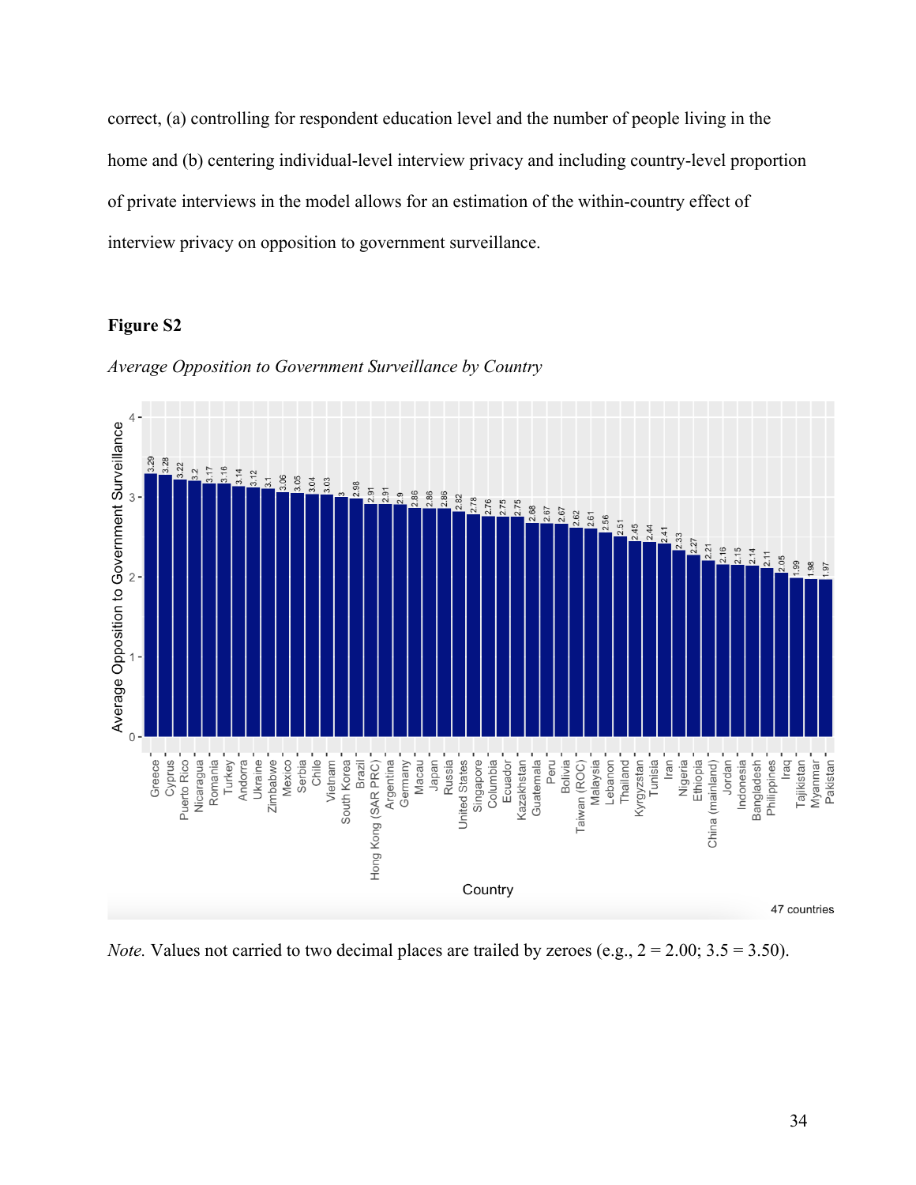correct, (a) controlling for respondent education level and the number of people living in the home and (b) centering individual-level interview privacy and including country-level proportion of private interviews in the model allows for an estimation of the within-country effect of interview privacy on opposition to government surveillance.

**Figure S2**

*Average Opposition to Government Surveillance by Country*

Average Opposition to Government Surveillance

4
3
2
1
0

3.29 3.28 3.22 3.2 3.17 3.16 3.14 3.12 3.1 3.06 3.05 3.04 3.03 3 2.98 2.91 2.91 2.9 2.86 2.86 2.86 2.82 2.78 2.76 2.75 2.75 2.68 2.67 2.67 2.62 2.61 2.56 2.51 2.45 2.44 2.41 2.33 2.27 2.21 2.16 2.15 2.14 2.11 2.05 1.99 1.98 1.97

Greece, Cyprus, Puerto Rico, Nicaragua, Romania, Turkey, Andorra, Ukraine, Zimbabwe, Mexico, Serbia, Chile, Vietnam, South Korea, Brazil, Hong Kong (SAR PRC), Argentina, Germany, Macau, Japan, Russia, United States, Singapore, Columbia, Ecuador, Kazakhstan, Guatemala, Peru, Bolivia, Taiwan (ROC), Malaysia, Lebanon, Thailand, Kyrgyzstan, Tunisia, Iran, Nigeria, Ethiopia, China (mainland), Jordan, Indonesia, Bangladesh, Philippines, Iraq, Tajikistan, Myanmar, Pakistan

Country

47 countries

*Note.* Values not carried to two decimal places are trailed by zeroes (e.g., 2 = 2.00; 3.5 = 3.50).